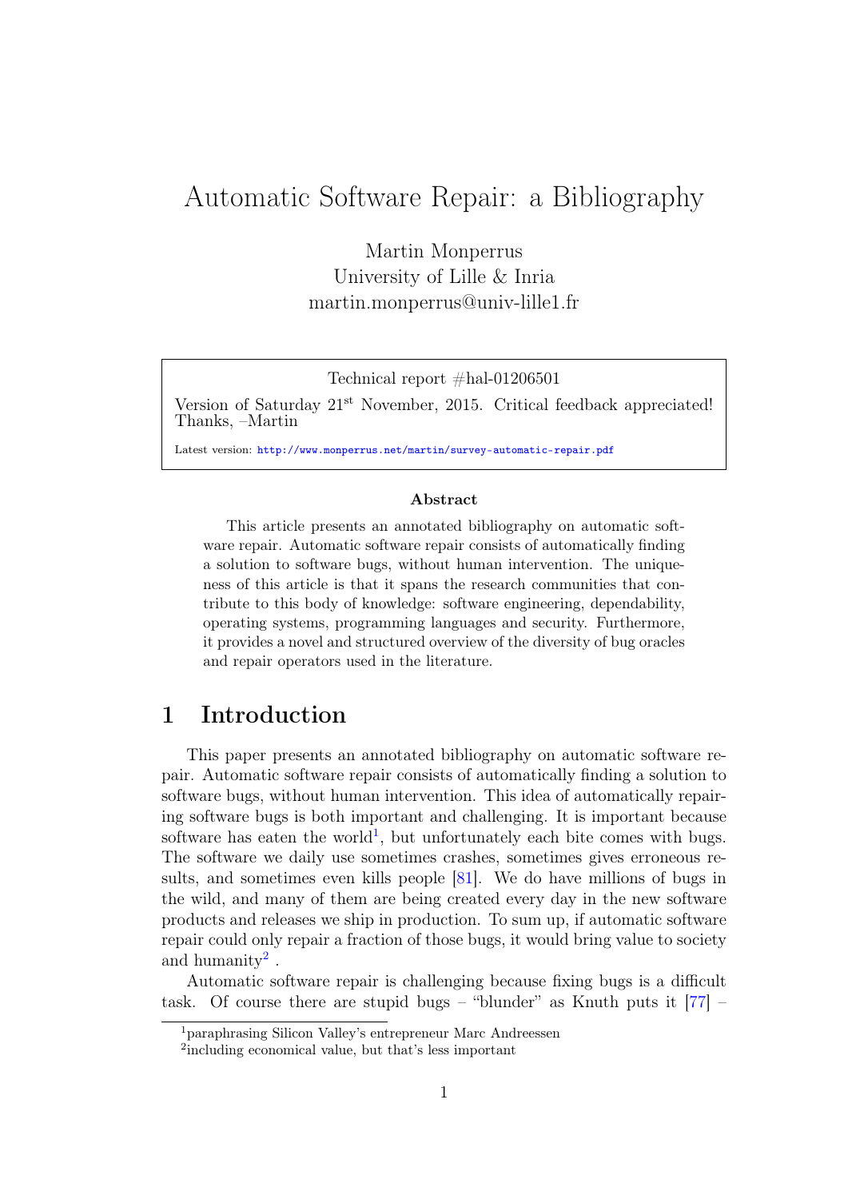# Automatic Software Repair: a Bibliography

Martin Monperrus
University of Lille & Inria
martin.monperrus@univ-lille1.fr

Technical report #hal-01206501

Version of Saturday 21st November, 2015. Critical feedback appreciated! Thanks, –Martin

Latest version: http://www.monperrus.net/martin/survey-automatic-repair.pdf

### Abstract

This article presents an annotated bibliography on automatic software repair. Automatic software repair consists of automatically finding a solution to software bugs, without human intervention. The uniqueness of this article is that it spans the research communities that contribute to this body of knowledge: software engineering, dependability, operating systems, programming languages and security. Furthermore, it provides a novel and structured overview of the diversity of bug oracles and repair operators used in the literature.

## 1 Introduction

This paper presents an annotated bibliography on automatic software repair. Automatic software repair consists of automatically finding a solution to software bugs, without human intervention. This idea of automatically repairing software bugs is both important and challenging. It is important because software has eaten the world[1], but unfortunately each bite comes with bugs. The software we daily use sometimes crashes, sometimes gives erroneous results, and sometimes even kills people [81]. We do have millions of bugs in the wild, and many of them are being created every day in the new software products and releases we ship in production. To sum up, if automatic software repair could only repair a fraction of those bugs, it would bring value to society and humanity[2] .

Automatic software repair is challenging because fixing bugs is a difficult task. Of course there are stupid bugs – "blunder" as Knuth puts it [77] –

[1] paraphrasing Silicon Valley's entrepreneur Marc Andreessen

[2] including economical value, but that's less important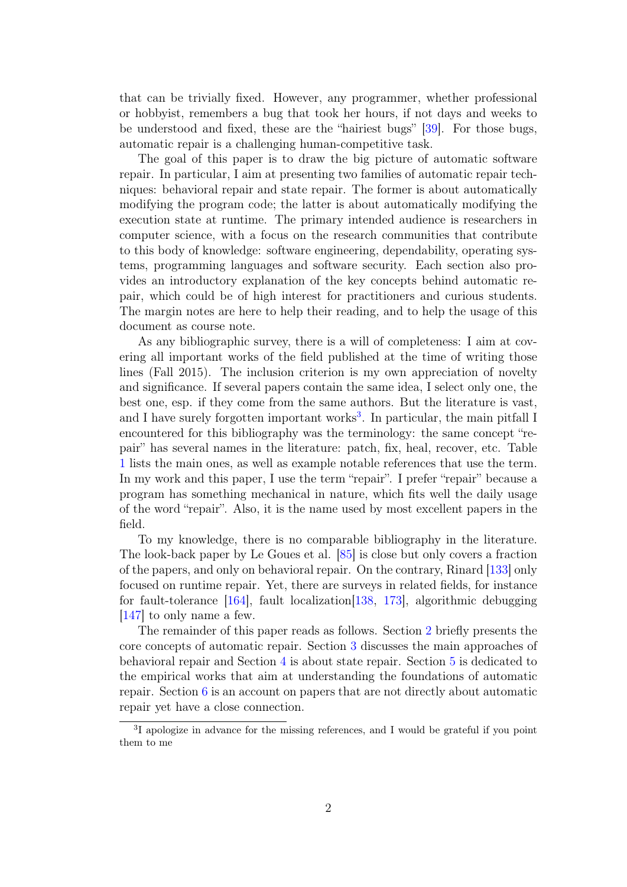that can be trivially fixed. However, any programmer, whether professional or hobbyist, remembers a bug that took her hours, if not days and weeks to be understood and fixed, these are the "hairiest bugs" [39]. For those bugs, automatic repair is a challenging human-competitive task.

The goal of this paper is to draw the big picture of automatic software repair. In particular, I aim at presenting two families of automatic repair techniques: behavioral repair and state repair. The former is about automatically modifying the program code; the latter is about automatically modifying the execution state at runtime. The primary intended audience is researchers in computer science, with a focus on the research communities that contribute to this body of knowledge: software engineering, dependability, operating systems, programming languages and software security. Each section also provides an introductory explanation of the key concepts behind automatic repair, which could be of high interest for practitioners and curious students. The margin notes are here to help their reading, and to help the usage of this document as course note.

As any bibliographic survey, there is a will of completeness: I aim at covering all important works of the field published at the time of writing those lines (Fall 2015). The inclusion criterion is my own appreciation of novelty and significance. If several papers contain the same idea, I select only one, the best one, esp. if they come from the same authors. But the literature is vast, and I have surely forgotten important works[3]. In particular, the main pitfall I encountered for this bibliography was the terminology: the same concept "repair" has several names in the literature: patch, fix, heal, recover, etc. Table 1 lists the main ones, as well as example notable references that use the term. In my work and this paper, I use the term "repair". I prefer "repair" because a program has something mechanical in nature, which fits well the daily usage of the word "repair". Also, it is the name used by most excellent papers in the field.

To my knowledge, there is no comparable bibliography in the literature. The look-back paper by Le Goues et al. [85] is close but only covers a fraction of the papers, and only on behavioral repair. On the contrary, Rinard [133] only focused on runtime repair. Yet, there are surveys in related fields, for instance for fault-tolerance [164], fault localization[138, 173], algorithmic debugging [147] to only name a few.

The remainder of this paper reads as follows. Section 2 briefly presents the core concepts of automatic repair. Section 3 discusses the main approaches of behavioral repair and Section 4 is about state repair. Section 5 is dedicated to the empirical works that aim at understanding the foundations of automatic repair. Section 6 is an account on papers that are not directly about automatic repair yet have a close connection.

[3] I apologize in advance for the missing references, and I would be grateful if you point them to me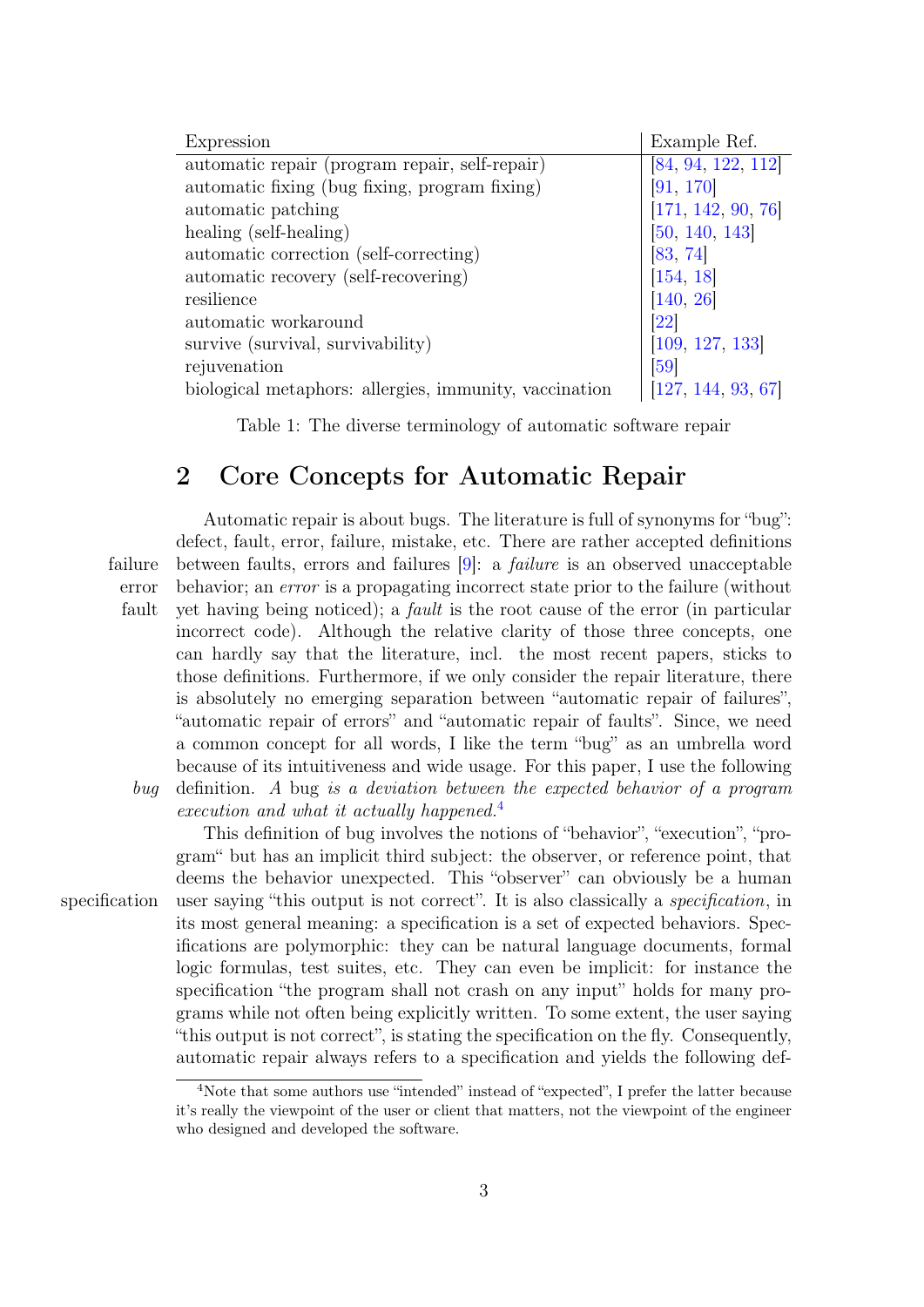| Expression | Example Ref. |
|---|---|
| automatic repair (program repair, self-repair) | [84, 94, 122, 112] |
| automatic fixing (bug fixing, program fixing) | [91, 170] |
| automatic patching | [171, 142, 90, 76] |
| healing (self-healing) | [50, 140, 143] |
| automatic correction (self-correcting) | [83, 74] |
| automatic recovery (self-recovering) | [154, 18] |
| resilience | [140, 26] |
| automatic workaround | [22] |
| survive (survival, survivability) | [109, 127, 133] |
| rejuvenation | [59] |
| biological metaphors: allergies, immunity, vaccination | [127, 144, 93, 67] |

Table 1: The diverse terminology of automatic software repair

## 2 Core Concepts for Automatic Repair

Automatic repair is about bugs. The literature is full of synonyms for "bug": defect, fault, error, failure, mistake, etc. There are rather accepted definitions between faults, errors and failures [9]: a *failure* is an observed unacceptable behavior; an *error* is a propagating incorrect state prior to the failure (without yet having being noticed); a *fault* is the root cause of the error (in particular incorrect code). Although the relative clarity of those three concepts, one can hardly say that the literature, incl. the most recent papers, sticks to those definitions. Furthermore, if we only consider the repair literature, there is absolutely no emerging separation between "automatic repair of failures", "automatic repair of errors" and "automatic repair of faults". Since, we need a common concept for all words, I like the term "bug" as an umbrella word because of its intuitiveness and wide usage. For this paper, I use the following definition. *A* bug *is a deviation between the expected behavior of a program execution and what it actually happened.*[4]

This definition of bug involves the notions of "behavior", "execution", "program" but has an implicit third subject: the observer, or reference point, that deems the behavior unexpected. This "observer" can obviously be a human user saying "this output is not correct". It is also classically a *specification*, in its most general meaning: a specification is a set of expected behaviors. Specifications are polymorphic: they can be natural language documents, formal logic formulas, test suites, etc. They can even be implicit: for instance the specification "the program shall not crash on any input" holds for many programs while not often being explicitly written. To some extent, the user saying "this output is not correct", is stating the specification on the fly. Consequently, automatic repair always refers to a specification and yields the following def-

[4] Note that some authors use "intended" instead of "expected", I prefer the latter because it's really the viewpoint of the user or client that matters, not the viewpoint of the engineer who designed and developed the software.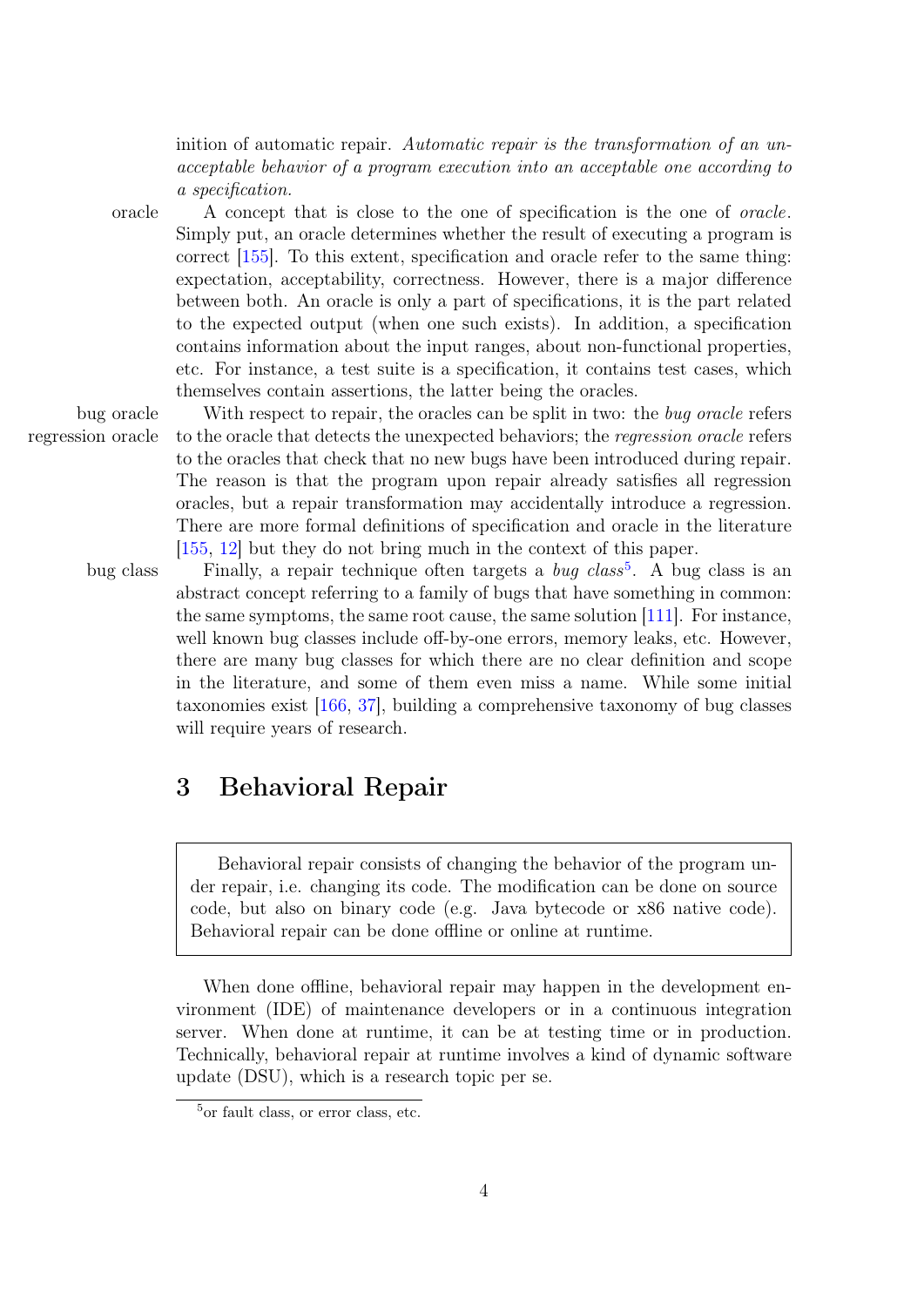inition of automatic repair. *Automatic repair is the transformation of an unacceptable behavior of a program execution into an acceptable one according to a specification.*

oracle

A concept that is close to the one of specification is the one of *oracle*. Simply put, an oracle determines whether the result of executing a program is correct [155]. To this extent, specification and oracle refer to the same thing: expectation, acceptability, correctness. However, there is a major difference between both. An oracle is only a part of specifications, it is the part related to the expected output (when one such exists). In addition, a specification contains information about the input ranges, about non-functional properties, etc. For instance, a test suite is a specification, it contains test cases, which themselves contain assertions, the latter being the oracles.

bug oracle
regression oracle

With respect to repair, the oracles can be split in two: the *bug oracle* refers to the oracle that detects the unexpected behaviors; the *regression oracle* refers to the oracles that check that no new bugs have been introduced during repair. The reason is that the program upon repair already satisfies all regression oracles, but a repair transformation may accidentally introduce a regression. There are more formal definitions of specification and oracle in the literature [155, 12] but they do not bring much in the context of this paper.

bug class

Finally, a repair technique often targets a *bug class*[5]. A bug class is an abstract concept referring to a family of bugs that have something in common: the same symptoms, the same root cause, the same solution [111]. For instance, well known bug classes include off-by-one errors, memory leaks, etc. However, there are many bug classes for which there are no clear definition and scope in the literature, and some of them even miss a name. While some initial taxonomies exist [166, 37], building a comprehensive taxonomy of bug classes will require years of research.

# 3 Behavioral Repair

> Behavioral repair consists of changing the behavior of the program under repair, i.e. changing its code. The modification can be done on source code, but also on binary code (e.g. Java bytecode or x86 native code). Behavioral repair can be done offline or online at runtime.

When done offline, behavioral repair may happen in the development environment (IDE) of maintenance developers or in a continuous integration server. When done at runtime, it can be at testing time or in production. Technically, behavioral repair at runtime involves a kind of dynamic software update (DSU), which is a research topic per se.

[5] or fault class, or error class, etc.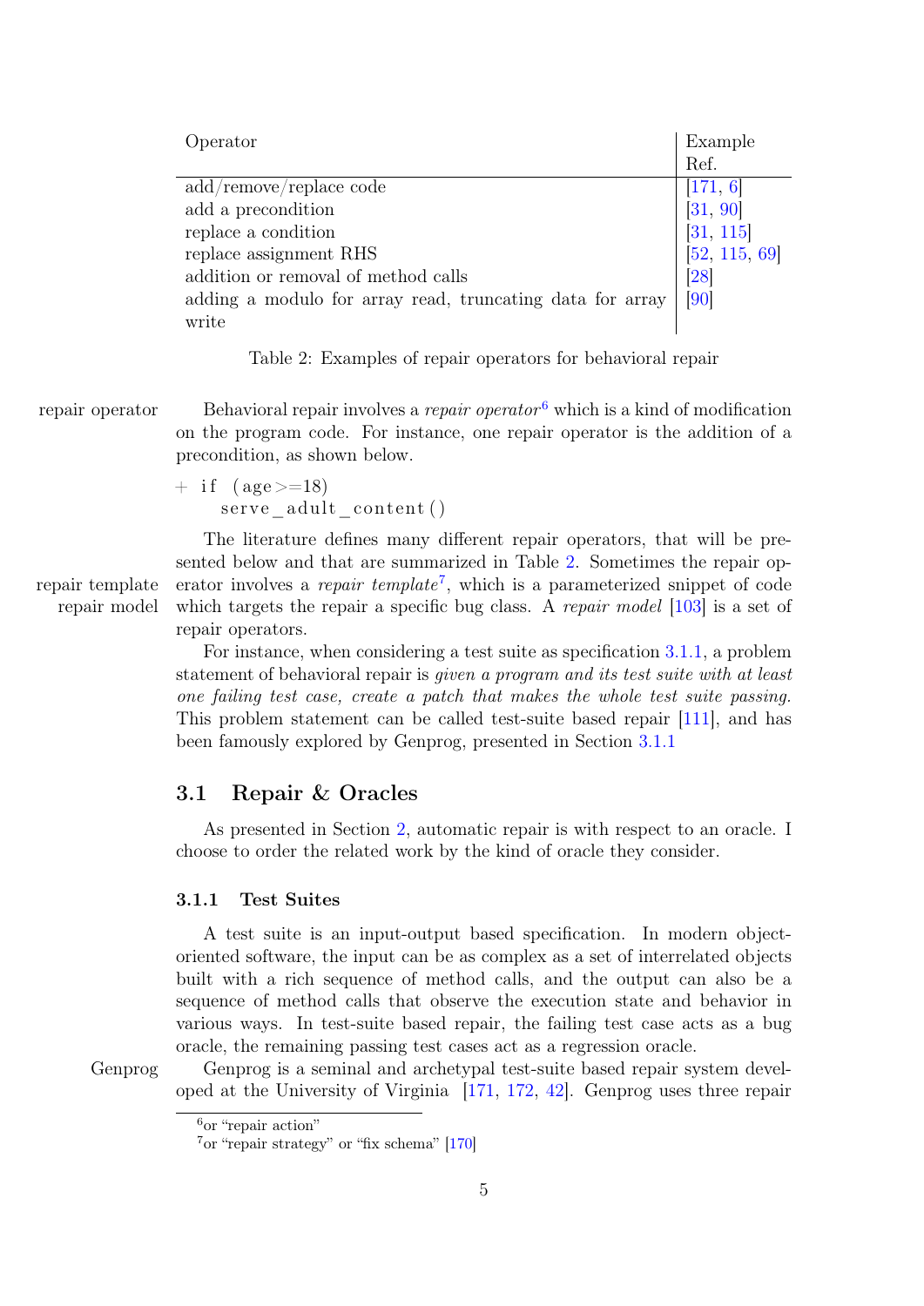| Operator | Example Ref. |
| --- | --- |
| add/remove/replace code | [171, 6] |
| add a precondition | [31, 90] |
| replace a condition | [31, 115] |
| replace assignment RHS | [52, 115, 69] |
| addition or removal of method calls | [28] |
| adding a modulo for array read, truncating data for array write | [90] |

Table 2: Examples of repair operators for behavioral repair

repair operator

Behavioral repair involves a *repair operator*[6] which is a kind of modification on the program code. For instance, one repair operator is the addition of a precondition, as shown below.

```
+ if (age>=18)
    serve_adult_content()
```

repair template
repair model

The literature defines many different repair operators, that will be presented below and that are summarized in Table 2. Sometimes the repair operator involves a *repair template*[7], which is a parameterized snippet of code which targets the repair a specific bug class. A *repair model* [103] is a set of repair operators.

For instance, when considering a test suite as specification 3.1.1, a problem statement of behavioral repair is *given a program and its test suite with at least one failing test case, create a patch that makes the whole test suite passing.* This problem statement can be called test-suite based repair [111], and has been famously explored by Genprog, presented in Section 3.1.1

## 3.1 Repair & Oracles

As presented in Section 2, automatic repair is with respect to an oracle. I choose to order the related work by the kind of oracle they consider.

### 3.1.1 Test Suites

A test suite is an input-output based specification. In modern object-oriented software, the input can be as complex as a set of interrelated objects built with a rich sequence of method calls, and the output can also be a sequence of method calls that observe the execution state and behavior in various ways. In test-suite based repair, the failing test case acts as a bug oracle, the remaining passing test cases act as a regression oracle.

Genprog

Genprog is a seminal and archetypal test-suite based repair system developed at the University of Virginia [171, 172, 42]. Genprog uses three repair

[6] or "repair action"

[7] or "repair strategy" or "fix schema" [170]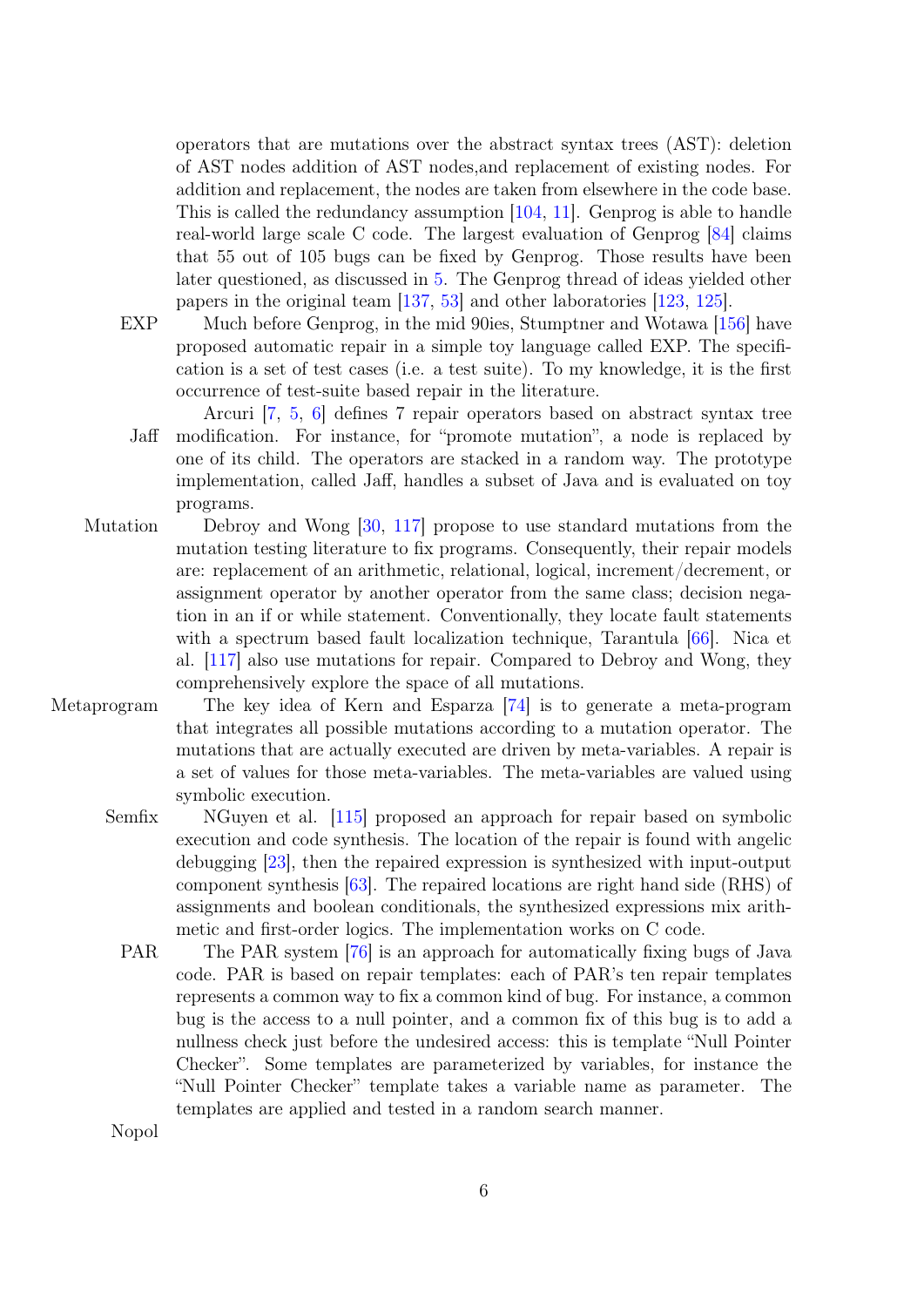operators that are mutations over the abstract syntax trees (AST): deletion of AST nodes addition of AST nodes,and replacement of existing nodes. For addition and replacement, the nodes are taken from elsewhere in the code base. This is called the redundancy assumption [104, 11]. Genprog is able to handle real-world large scale C code. The largest evaluation of Genprog [84] claims that 55 out of 105 bugs can be fixed by Genprog. Those results have been later questioned, as discussed in 5. The Genprog thread of ideas yielded other papers in the original team [137, 53] and other laboratories [123, 125].

EXP Much before Genprog, in the mid 90ies, Stumptner and Wotawa [156] have proposed automatic repair in a simple toy language called EXP. The specification is a set of test cases (i.e. a test suite). To my knowledge, it is the first occurrence of test-suite based repair in the literature.

Jaff Arcuri [7, 5, 6] defines 7 repair operators based on abstract syntax tree modification. For instance, for "promote mutation", a node is replaced by one of its child. The operators are stacked in a random way. The prototype implementation, called Jaff, handles a subset of Java and is evaluated on toy programs.

Mutation Debroy and Wong [30, 117] propose to use standard mutations from the mutation testing literature to fix programs. Consequently, their repair models are: replacement of an arithmetic, relational, logical, increment/decrement, or assignment operator by another operator from the same class; decision negation in an if or while statement. Conventionally, they locate fault statements with a spectrum based fault localization technique, Tarantula [66]. Nica et al. [117] also use mutations for repair. Compared to Debroy and Wong, they comprehensively explore the space of all mutations.

Metaprogram The key idea of Kern and Esparza [74] is to generate a meta-program that integrates all possible mutations according to a mutation operator. The mutations that are actually executed are driven by meta-variables. A repair is a set of values for those meta-variables. The meta-variables are valued using symbolic execution.

Semfix NGuyen et al. [115] proposed an approach for repair based on symbolic execution and code synthesis. The location of the repair is found with angelic debugging [23], then the repaired expression is synthesized with input-output component synthesis [63]. The repaired locations are right hand side (RHS) of assignments and boolean conditionals, the synthesized expressions mix arithmetic and first-order logics. The implementation works on C code.

PAR The PAR system [76] is an approach for automatically fixing bugs of Java code. PAR is based on repair templates: each of PAR's ten repair templates represents a common way to fix a common kind of bug. For instance, a common bug is the access to a null pointer, and a common fix of this bug is to add a nullness check just before the undesired access: this is template "Null Pointer Checker". Some templates are parameterized by variables, for instance the "Null Pointer Checker" template takes a variable name as parameter. The templates are applied and tested in a random search manner.

Nopol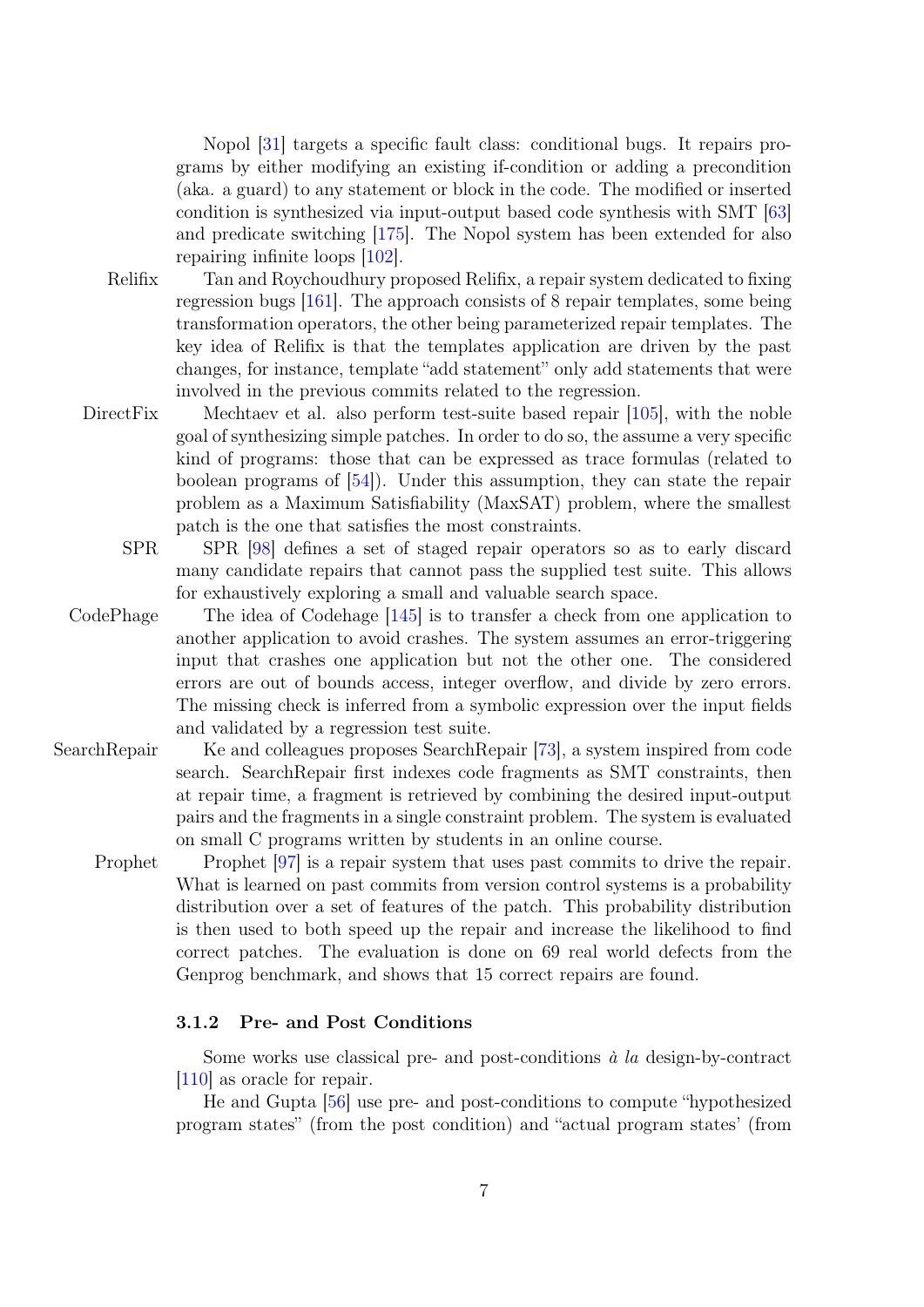Nopol [31] targets a specific fault class: conditional bugs. It repairs programs by either modifying an existing if-condition or adding a precondition (aka. a guard) to any statement or block in the code. The modified or inserted condition is synthesized via input-output based code synthesis with SMT [63] and predicate switching [175]. The Nopol system has been extended for also repairing infinite loops [102].

Relifix Tan and Roychoudhury proposed Relifix, a repair system dedicated to fixing regression bugs [161]. The approach consists of 8 repair templates, some being transformation operators, the other being parameterized repair templates. The key idea of Relifix is that the templates application are driven by the past changes, for instance, template "add statement" only add statements that were involved in the previous commits related to the regression.

DirectFix Mechtaev et al. also perform test-suite based repair [105], with the noble goal of synthesizing simple patches. In order to do so, the assume a very specific kind of programs: those that can be expressed as trace formulas (related to boolean programs of [54]). Under this assumption, they can state the repair problem as a Maximum Satisfiability (MaxSAT) problem, where the smallest patch is the one that satisfies the most constraints.

SPR SPR [98] defines a set of staged repair operators so as to early discard many candidate repairs that cannot pass the supplied test suite. This allows for exhaustively exploring a small and valuable search space.

CodePhage The idea of Codehage [145] is to transfer a check from one application to another application to avoid crashes. The system assumes an error-triggering input that crashes one application but not the other one. The considered errors are out of bounds access, integer overflow, and divide by zero errors. The missing check is inferred from a symbolic expression over the input fields and validated by a regression test suite.

SearchRepair Ke and colleagues proposes SearchRepair [73], a system inspired from code search. SearchRepair first indexes code fragments as SMT constraints, then at repair time, a fragment is retrieved by combining the desired input-output pairs and the fragments in a single constraint problem. The system is evaluated on small C programs written by students in an online course.

Prophet Prophet [97] is a repair system that uses past commits to drive the repair. What is learned on past commits from version control systems is a probability distribution over a set of features of the patch. This probability distribution is then used to both speed up the repair and increase the likelihood to find correct patches. The evaluation is done on 69 real world defects from the Genprog benchmark, and shows that 15 correct repairs are found.

### 3.1.2 Pre- and Post Conditions

Some works use classical pre- and post-conditions *à la* design-by-contract [110] as oracle for repair.

He and Gupta [56] use pre- and post-conditions to compute "hypothesized program states" (from the post condition) and "actual program states' (from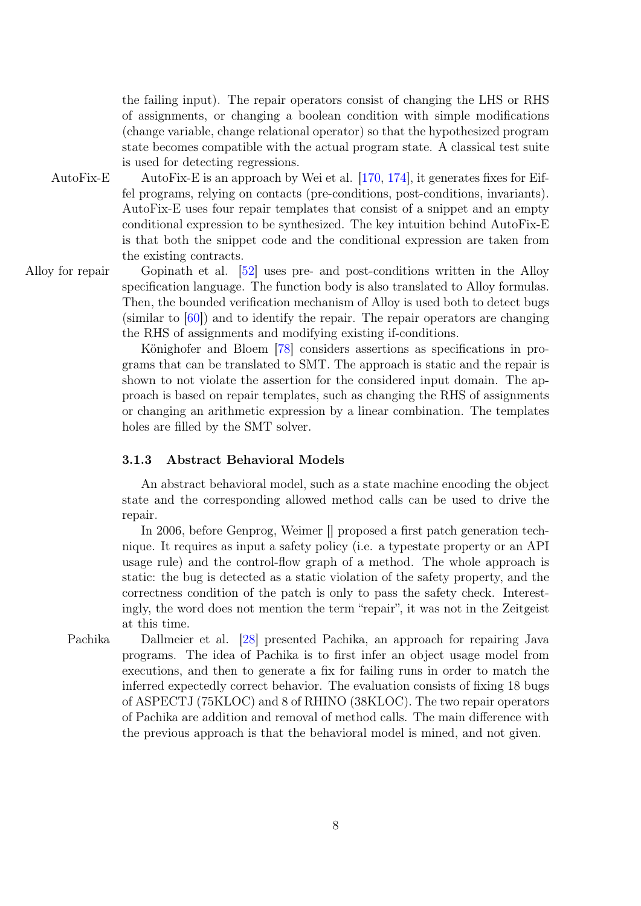the failing input). The repair operators consist of changing the LHS or RHS of assignments, or changing a boolean condition with simple modifications (change variable, change relational operator) so that the hypothesized program state becomes compatible with the actual program state. A classical test suite is used for detecting regressions.

**AutoFix-E** AutoFix-E is an approach by Wei et al. [170, 174], it generates fixes for Eiffel programs, relying on contacts (pre-conditions, post-conditions, invariants). AutoFix-E uses four repair templates that consist of a snippet and an empty conditional expression to be synthesized. The key intuition behind AutoFix-E is that both the snippet code and the conditional expression are taken from the existing contracts.

**Alloy for repair** Gopinath et al. [52] uses pre- and post-conditions written in the Alloy specification language. The function body is also translated to Alloy formulas. Then, the bounded verification mechanism of Alloy is used both to detect bugs (similar to [60]) and to identify the repair. The repair operators are changing the RHS of assignments and modifying existing if-conditions.

Könighofer and Bloem [78] considers assertions as specifications in programs that can be translated to SMT. The approach is static and the repair is shown to not violate the assertion for the considered input domain. The approach is based on repair templates, such as changing the RHS of assignments or changing an arithmetic expression by a linear combination. The templates holes are filled by the SMT solver.

### 3.1.3 Abstract Behavioral Models

An abstract behavioral model, such as a state machine encoding the object state and the corresponding allowed method calls can be used to drive the repair.

In 2006, before Genprog, Weimer [] proposed a first patch generation technique. It requires as input a safety policy (i.e. a typestate property or an API usage rule) and the control-flow graph of a method. The whole approach is static: the bug is detected as a static violation of the safety property, and the correctness condition of the patch is only to pass the safety check. Interestingly, the word does not mention the term "repair", it was not in the Zeitgeist at this time.

**Pachika** Dallmeier et al. [28] presented Pachika, an approach for repairing Java programs. The idea of Pachika is to first infer an object usage model from executions, and then to generate a fix for failing runs in order to match the inferred expectedly correct behavior. The evaluation consists of fixing 18 bugs of ASPECTJ (75KLOC) and 8 of RHINO (38KLOC). The two repair operators of Pachika are addition and removal of method calls. The main difference with the previous approach is that the behavioral model is mined, and not given.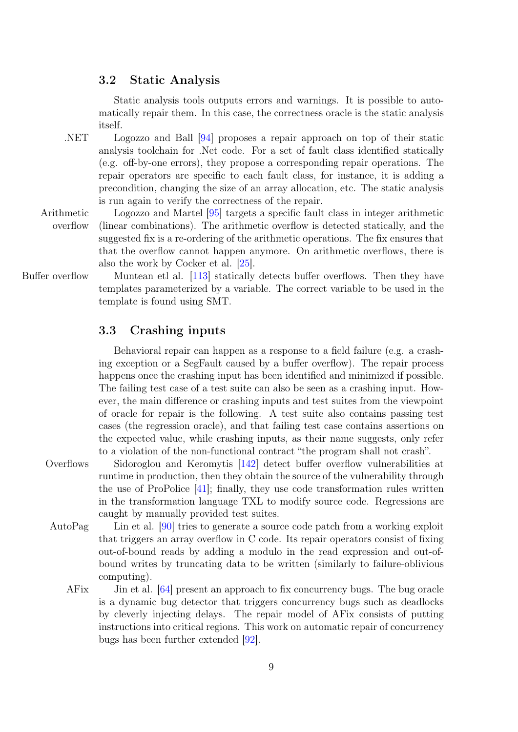## 3.2 Static Analysis

Static analysis tools outputs errors and warnings. It is possible to automatically repair them. In this case, the correctness oracle is the static analysis itself.

.NET Logozzo and Ball [94] proposes a repair approach on top of their static analysis toolchain for .Net code. For a set of fault class identified statically (e.g. off-by-one errors), they propose a corresponding repair operations. The repair operators are specific to each fault class, for instance, it is adding a precondition, changing the size of an array allocation, etc. The static analysis is run again to verify the correctness of the repair.

Arithmetic overflow Logozzo and Martel [95] targets a specific fault class in integer arithmetic (linear combinations). The arithmetic overflow is detected statically, and the suggested fix is a re-ordering of the arithmetic operations. The fix ensures that that the overflow cannot happen anymore. On arithmetic overflows, there is also the work by Cocker et al. [25].

Buffer overflow Muntean etl al. [113] statically detects buffer overflows. Then they have templates parameterized by a variable. The correct variable to be used in the template is found using SMT.

## 3.3 Crashing inputs

Behavioral repair can happen as a response to a field failure (e.g. a crashing exception or a SegFault caused by a buffer overflow). The repair process happens once the crashing input has been identified and minimized if possible. The failing test case of a test suite can also be seen as a crashing input. However, the main difference or crashing inputs and test suites from the viewpoint of oracle for repair is the following. A test suite also contains passing test cases (the regression oracle), and that failing test case contains assertions on the expected value, while crashing inputs, as their name suggests, only refer to a violation of the non-functional contract "the program shall not crash".

Overflows Sidoroglou and Keromytis [142] detect buffer overflow vulnerabilities at runtime in production, then they obtain the source of the vulnerability through the use of ProPolice [41]; finally, they use code transformation rules written in the transformation language TXL to modify source code. Regressions are caught by manually provided test suites.

AutoPag Lin et al. [90] tries to generate a source code patch from a working exploit that triggers an array overflow in C code. Its repair operators consist of fixing out-of-bound reads by adding a modulo in the read expression and out-of-bound writes by truncating data to be written (similarly to failure-oblivious computing).

AFix Jin et al. [64] present an approach to fix concurrency bugs. The bug oracle is a dynamic bug detector that triggers concurrency bugs such as deadlocks by cleverly injecting delays. The repair model of AFix consists of putting instructions into critical regions. This work on automatic repair of concurrency bugs has been further extended [92].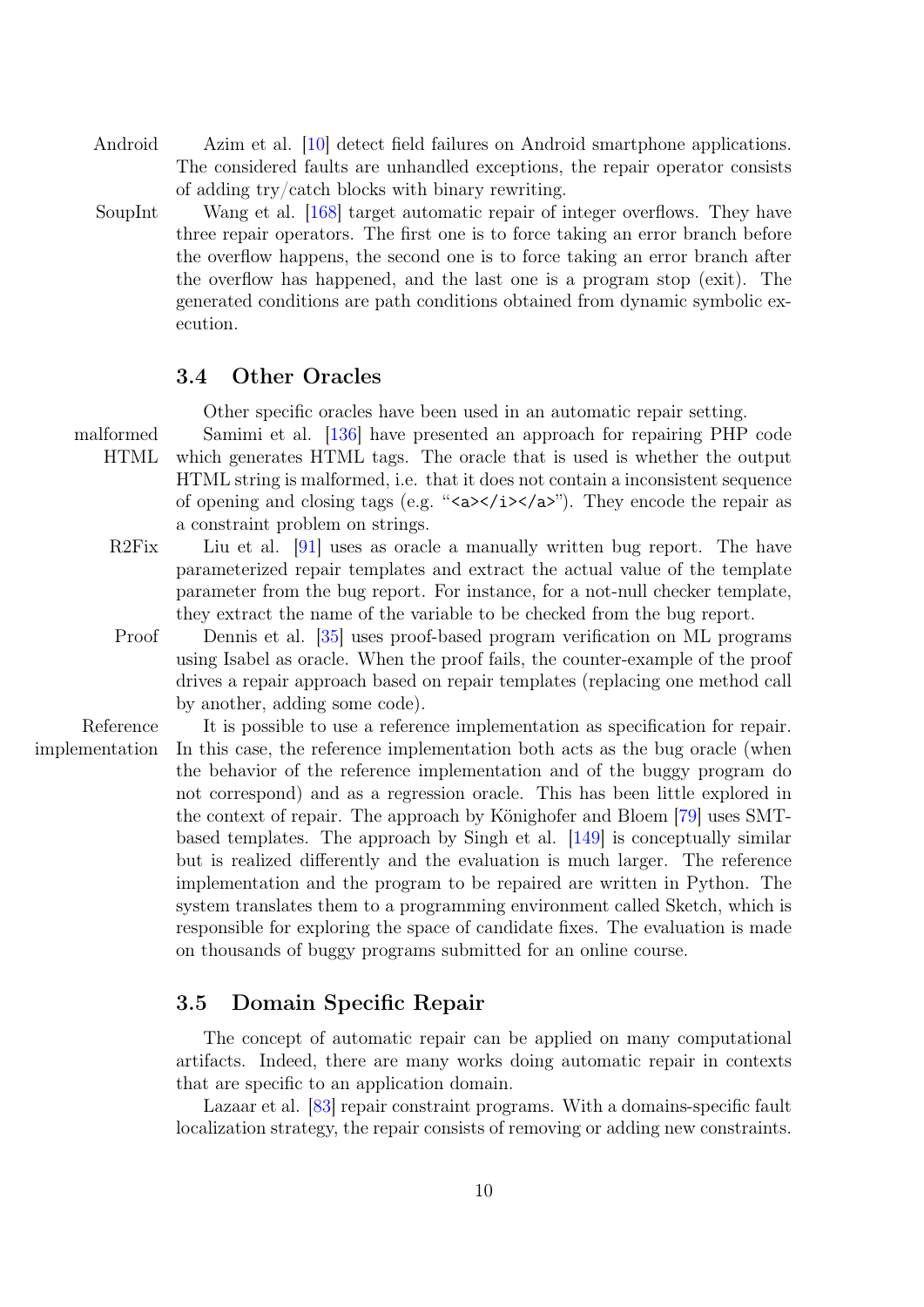**Android** Azim et al. [10] detect field failures on Android smartphone applications. The considered faults are unhandled exceptions, the repair operator consists of adding try/catch blocks with binary rewriting.

**SoupInt** Wang et al. [168] target automatic repair of integer overflows. They have three repair operators. The first one is to force taking an error branch before the overflow happens, the second one is to force taking an error branch after the overflow has happened, and the last one is a program stop (exit). The generated conditions are path conditions obtained from dynamic symbolic execution.

### 3.4 Other Oracles

Other specific oracles have been used in an automatic repair setting.

**malformed HTML** Samimi et al. [136] have presented an approach for repairing PHP code which generates HTML tags. The oracle that is used is whether the output HTML string is malformed, i.e. that it does not contain a inconsistent sequence of opening and closing tags (e.g. "`<a></i></a>`"). They encode the repair as a constraint problem on strings.

**R2Fix** Liu et al. [91] uses as oracle a manually written bug report. The have parameterized repair templates and extract the actual value of the template parameter from the bug report. For instance, for a not-null checker template, they extract the name of the variable to be checked from the bug report.

**Proof** Dennis et al. [35] uses proof-based program verification on ML programs using Isabel as oracle. When the proof fails, the counter-example of the proof drives a repair approach based on repair templates (replacing one method call by another, adding some code).

**Reference implementation** It is possible to use a reference implementation as specification for repair. In this case, the reference implementation both acts as the bug oracle (when the behavior of the reference implementation and of the buggy program do not correspond) and as a regression oracle. This has been little explored in the context of repair. The approach by Könighofer and Bloem [79] uses SMT-based templates. The approach by Singh et al. [149] is conceptually similar but is realized differently and the evaluation is much larger. The reference implementation and the program to be repaired are written in Python. The system translates them to a programming environment called Sketch, which is responsible for exploring the space of candidate fixes. The evaluation is made on thousands of buggy programs submitted for an online course.

### 3.5 Domain Specific Repair

The concept of automatic repair can be applied on many computational artifacts. Indeed, there are many works doing automatic repair in contexts that are specific to an application domain.

Lazaar et al. [83] repair constraint programs. With a domains-specific fault localization strategy, the repair consists of removing or adding new constraints.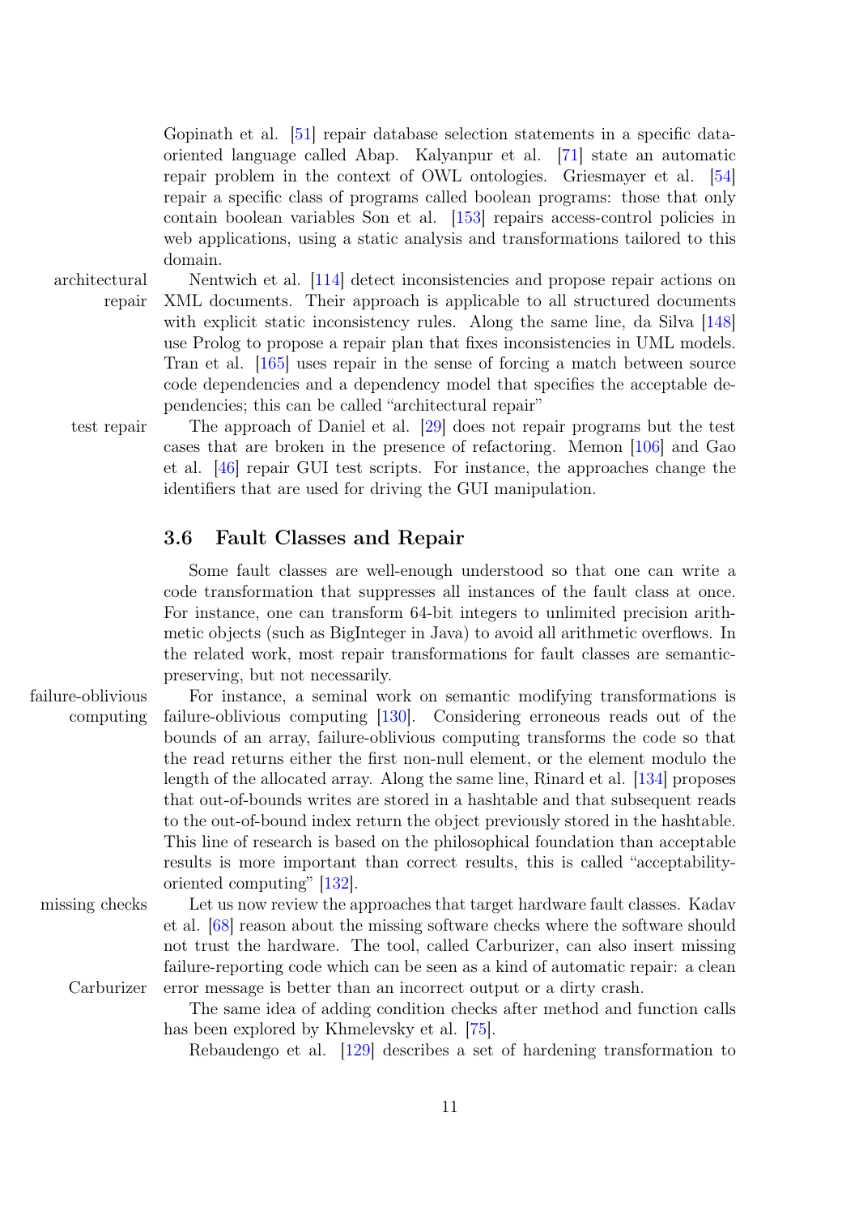Gopinath et al. [51] repair database selection statements in a specific data-oriented language called Abap. Kalyanpur et al. [71] state an automatic repair problem in the context of OWL ontologies. Griesmayer et al. [54] repair a specific class of programs called boolean programs: those that only contain boolean variables Son et al. [153] repairs access-control policies in web applications, using a static analysis and transformations tailored to this domain.

architectural repair

Nentwich et al. [114] detect inconsistencies and propose repair actions on XML documents. Their approach is applicable to all structured documents with explicit static inconsistency rules. Along the same line, da Silva [148] use Prolog to propose a repair plan that fixes inconsistencies in UML models. Tran et al. [165] uses repair in the sense of forcing a match between source code dependencies and a dependency model that specifies the acceptable dependencies; this can be called "architectural repair"

test repair

The approach of Daniel et al. [29] does not repair programs but the test cases that are broken in the presence of refactoring. Memon [106] and Gao et al. [46] repair GUI test scripts. For instance, the approaches change the identifiers that are used for driving the GUI manipulation.

## 3.6 Fault Classes and Repair

Some fault classes are well-enough understood so that one can write a code transformation that suppresses all instances of the fault class at once. For instance, one can transform 64-bit integers to unlimited precision arithmetic objects (such as BigInteger in Java) to avoid all arithmetic overflows. In the related work, most repair transformations for fault classes are semantic-preserving, but not necessarily.

failure-oblivious computing

For instance, a seminal work on semantic modifying transformations is failure-oblivious computing [130]. Considering erroneous reads out of the bounds of an array, failure-oblivious computing transforms the code so that the read returns either the first non-null element, or the element modulo the length of the allocated array. Along the same line, Rinard et al. [134] proposes that out-of-bounds writes are stored in a hashtable and that subsequent reads to the out-of-bound index return the object previously stored in the hashtable. This line of research is based on the philosophical foundation than acceptable results is more important than correct results, this is called "acceptability-oriented computing" [132].

missing checks

Let us now review the approaches that target hardware fault classes. Kadav et al. [68] reason about the missing software checks where the software should not trust the hardware. The tool, called Carburizer, can also insert missing failure-reporting code which can be seen as a kind of automatic repair: a clean error message is better than an incorrect output or a dirty crash.

Carburizer

The same idea of adding condition checks after method and function calls has been explored by Khmelevsky et al. [75].

Rebaudengo et al. [129] describes a set of hardening transformation to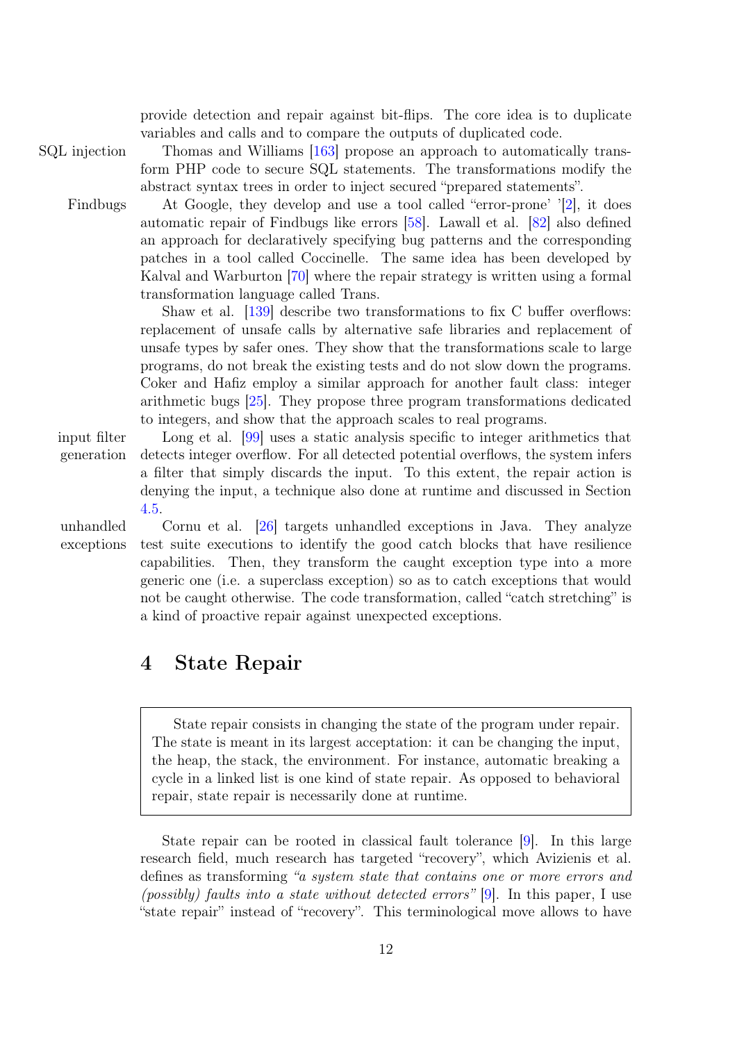provide detection and repair against bit-flips. The core idea is to duplicate variables and calls and to compare the outputs of duplicated code.

SQL injection — Thomas and Williams [163] propose an approach to automatically transform PHP code to secure SQL statements. The transformations modify the abstract syntax trees in order to inject secured "prepared statements".

Findbugs — At Google, they develop and use a tool called "error-prone' '[2], it does automatic repair of Findbugs like errors [58]. Lawall et al. [82] also defined an approach for declaratively specifying bug patterns and the corresponding patches in a tool called Coccinelle. The same idea has been developed by Kalval and Warburton [70] where the repair strategy is written using a formal transformation language called Trans.

Shaw et al. [139] describe two transformations to fix C buffer overflows: replacement of unsafe calls by alternative safe libraries and replacement of unsafe types by safer ones. They show that the transformations scale to large programs, do not break the existing tests and do not slow down the programs. Coker and Hafiz employ a similar approach for another fault class: integer arithmetic bugs [25]. They propose three program transformations dedicated to integers, and show that the approach scales to real programs.

input filter generation — Long et al. [99] uses a static analysis specific to integer arithmetics that detects integer overflow. For all detected potential overflows, the system infers a filter that simply discards the input. To this extent, the repair action is denying the input, a technique also done at runtime and discussed in Section 4.5.

unhandled exceptions — Cornu et al. [26] targets unhandled exceptions in Java. They analyze test suite executions to identify the good catch blocks that have resilience capabilities. Then, they transform the caught exception type into a more generic one (i.e. a superclass exception) so as to catch exceptions that would not be caught otherwise. The code transformation, called "catch stretching" is a kind of proactive repair against unexpected exceptions.

# 4 State Repair

> State repair consists in changing the state of the program under repair. The state is meant in its largest acceptation: it can be changing the input, the heap, the stack, the environment. For instance, automatic breaking a cycle in a linked list is one kind of state repair. As opposed to behavioral repair, state repair is necessarily done at runtime.

State repair can be rooted in classical fault tolerance [9]. In this large research field, much research has targeted "recovery", which Avizienis et al. defines as transforming *"a system state that contains one or more errors and (possibly) faults into a state without detected errors"* [9]. In this paper, I use "state repair" instead of "recovery". This terminological move allows to have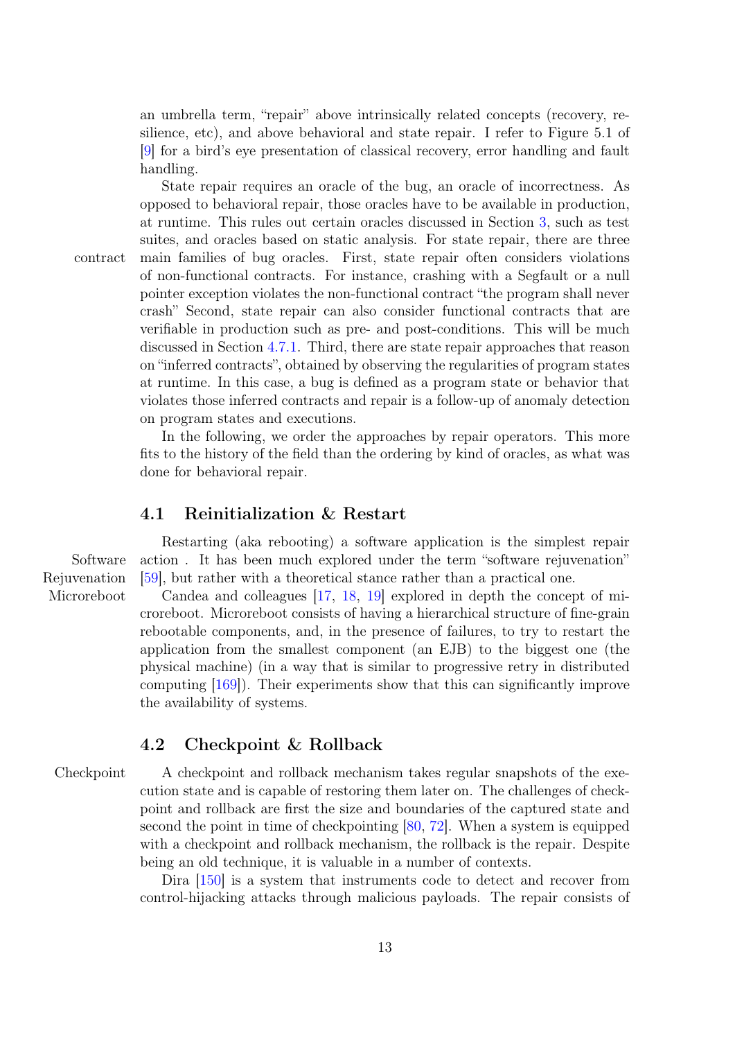an umbrella term, "repair" above intrinsically related concepts (recovery, resilience, etc), and above behavioral and state repair. I refer to Figure 5.1 of [9] for a bird's eye presentation of classical recovery, error handling and fault handling.

State repair requires an oracle of the bug, an oracle of incorrectness. As opposed to behavioral repair, those oracles have to be available in production, at runtime. This rules out certain oracles discussed in Section 3, such as test suites, and oracles based on static analysis. For state repair, there are three main families of bug oracles. First, state repair often considers violations of non-functional contracts. For instance, crashing with a Segfault or a null pointer exception violates the non-functional contract "the program shall never crash" Second, state repair can also consider functional contracts that are verifiable in production such as pre- and post-conditions. This will be much discussed in Section 4.7.1. Third, there are state repair approaches that reason on "inferred contracts", obtained by observing the regularities of program states at runtime. In this case, a bug is defined as a program state or behavior that violates those inferred contracts and repair is a follow-up of anomaly detection on program states and executions.

In the following, we order the approaches by repair operators. This more fits to the history of the field than the ordering by kind of oracles, as what was done for behavioral repair.

## 4.1 Reinitialization & Restart

Restarting (aka rebooting) a software application is the simplest repair action . It has been much explored under the term "software rejuvenation" [59], but rather with a theoretical stance rather than a practical one.

Candea and colleagues [17, 18, 19] explored in depth the concept of microreboot. Microreboot consists of having a hierarchical structure of fine-grain rebootable components, and, in the presence of failures, to try to restart the application from the smallest component (an EJB) to the biggest one (the physical machine) (in a way that is similar to progressive retry in distributed computing [169]). Their experiments show that this can significantly improve the availability of systems.

## 4.2 Checkpoint & Rollback

A checkpoint and rollback mechanism takes regular snapshots of the execution state and is capable of restoring them later on. The challenges of checkpoint and rollback are first the size and boundaries of the captured state and second the point in time of checkpointing [80, 72]. When a system is equipped with a checkpoint and rollback mechanism, the rollback is the repair. Despite being an old technique, it is valuable in a number of contexts.

Dira [150] is a system that instruments code to detect and recover from control-hijacking attacks through malicious payloads. The repair consists of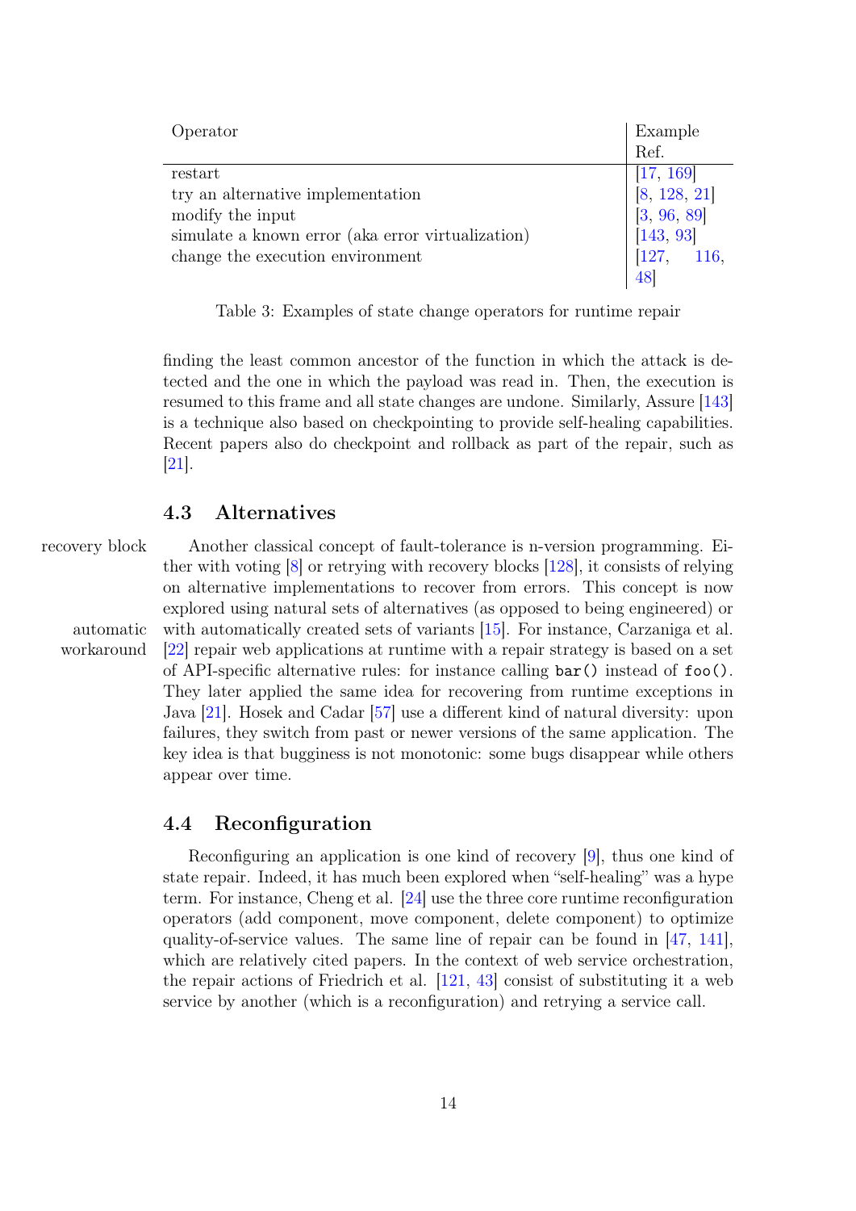| Operator | Example Ref. |
|---|---|
| restart | [17, 169] |
| try an alternative implementation | [8, 128, 21] |
| modify the input | [3, 96, 89] |
| simulate a known error (aka error virtualization) | [143, 93] |
| change the execution environment | [127, 116, 48] |

Table 3: Examples of state change operators for runtime repair

finding the least common ancestor of the function in which the attack is detected and the one in which the payload was read in. Then, the execution is resumed to this frame and all state changes are undone. Similarly, Assure [143] is a technique also based on checkpointing to provide self-healing capabilities. Recent papers also do checkpoint and rollback as part of the repair, such as [21].

### 4.3 Alternatives

recovery block

Another classical concept of fault-tolerance is n-version programming. Either with voting [8] or retrying with recovery blocks [128], it consists of relying on alternative implementations to recover from errors. This concept is now explored using natural sets of alternatives (as opposed to being engineered) or with automatically created sets of variants [15]. For instance, Carzaniga et al. [22] repair web applications at runtime with a repair strategy is based on a set of API-specific alternative rules: for instance calling `bar()` instead of `foo()`. They later applied the same idea for recovering from runtime exceptions in Java [21]. Hosek and Cadar [57] use a different kind of natural diversity: upon failures, they switch from past or newer versions of the same application. The key idea is that bugginess is not monotonic: some bugs disappear while others appear over time.

automatic workaround

### 4.4 Reconfiguration

Reconfiguring an application is one kind of recovery [9], thus one kind of state repair. Indeed, it has much been explored when "self-healing" was a hype term. For instance, Cheng et al. [24] use the three core runtime reconfiguration operators (add component, move component, delete component) to optimize quality-of-service values. The same line of repair can be found in [47, 141], which are relatively cited papers. In the context of web service orchestration, the repair actions of Friedrich et al. [121, 43] consist of substituting it a web service by another (which is a reconfiguration) and retrying a service call.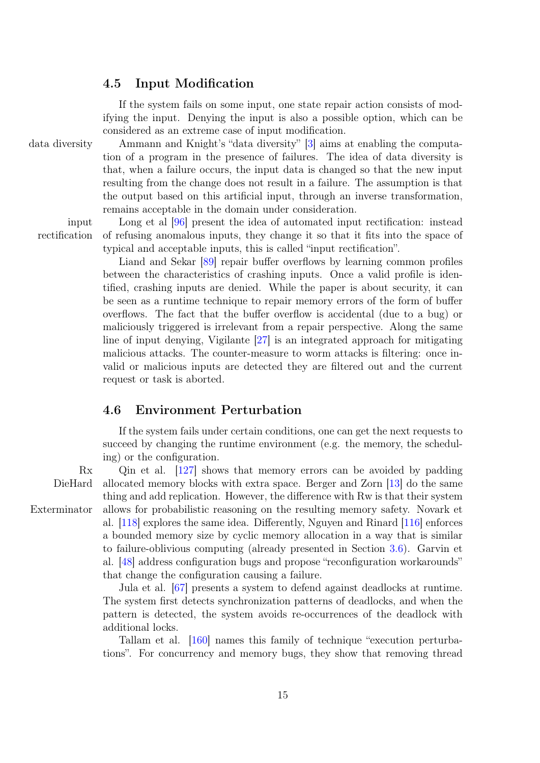### 4.5 Input Modification

If the system fails on some input, one state repair action consists of modifying the input. Denying the input is also a possible option, which can be considered as an extreme case of input modification.

data diversity

Ammann and Knight's "data diversity" [3] aims at enabling the computation of a program in the presence of failures. The idea of data diversity is that, when a failure occurs, the input data is changed so that the new input resulting from the change does not result in a failure. The assumption is that the output based on this artificial input, through an inverse transformation, remains acceptable in the domain under consideration.

input rectification

Long et al [96] present the idea of automated input rectification: instead of refusing anomalous inputs, they change it so that it fits into the space of typical and acceptable inputs, this is called "input rectification".

Liand and Sekar [89] repair buffer overflows by learning common profiles between the characteristics of crashing inputs. Once a valid profile is identified, crashing inputs are denied. While the paper is about security, it can be seen as a runtime technique to repair memory errors of the form of buffer overflows. The fact that the buffer overflow is accidental (due to a bug) or maliciously triggered is irrelevant from a repair perspective. Along the same line of input denying, Vigilante [27] is an integrated approach for mitigating malicious attacks. The counter-measure to worm attacks is filtering: once invalid or malicious inputs are detected they are filtered out and the current request or task is aborted.

### 4.6 Environment Perturbation

If the system fails under certain conditions, one can get the next requests to succeed by changing the runtime environment (e.g. the memory, the scheduling) or the configuration.

Rx
DieHard
Exterminator

Qin et al. [127] shows that memory errors can be avoided by padding allocated memory blocks with extra space. Berger and Zorn [13] do the same thing and add replication. However, the difference with Rw is that their system allows for probabilistic reasoning on the resulting memory safety. Novark et al. [118] explores the same idea. Differently, Nguyen and Rinard [116] enforces a bounded memory size by cyclic memory allocation in a way that is similar to failure-oblivious computing (already presented in Section 3.6). Garvin et al. [48] address configuration bugs and propose "reconfiguration workarounds" that change the configuration causing a failure.

Jula et al. [67] presents a system to defend against deadlocks at runtime. The system first detects synchronization patterns of deadlocks, and when the pattern is detected, the system avoids re-occurrences of the deadlock with additional locks.

Tallam et al. [160] names this family of technique "execution perturbations". For concurrency and memory bugs, they show that removing thread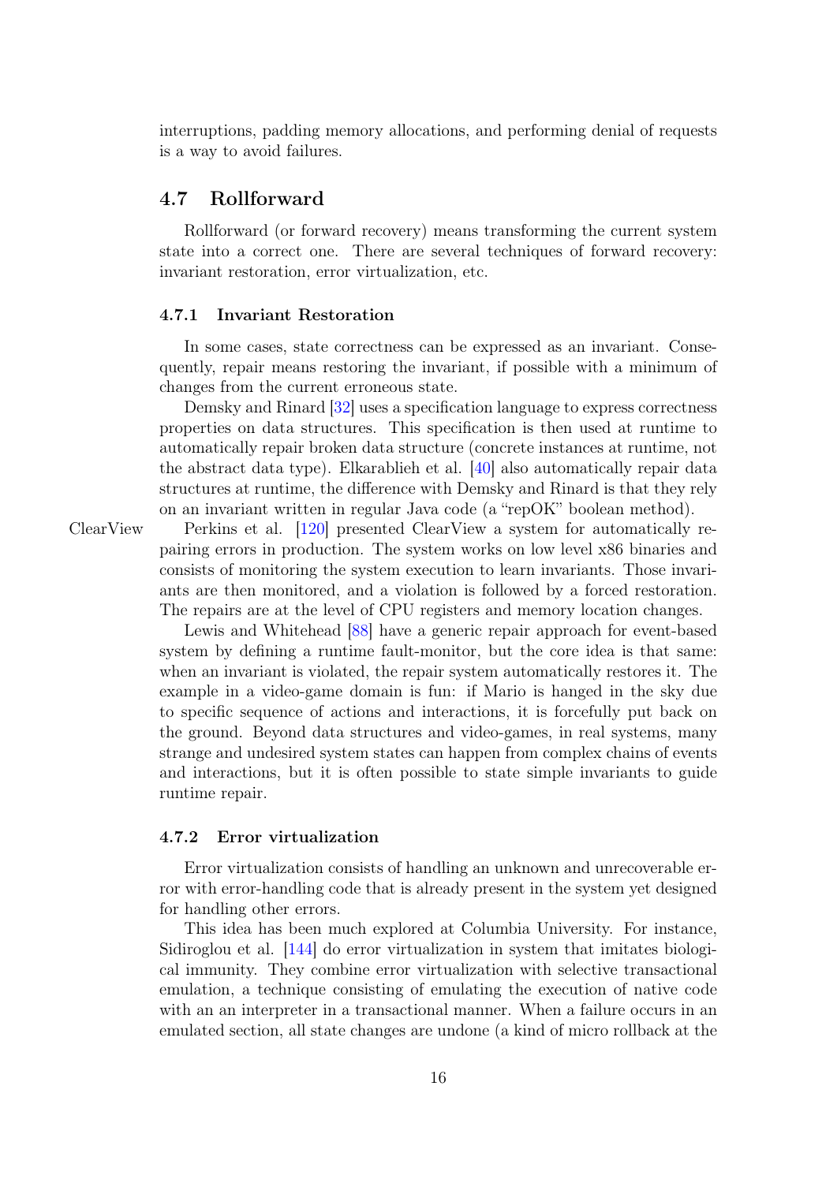interruptions, padding memory allocations, and performing denial of requests is a way to avoid failures.

## 4.7 Rollforward

Rollforward (or forward recovery) means transforming the current system state into a correct one. There are several techniques of forward recovery: invariant restoration, error virtualization, etc.

### 4.7.1 Invariant Restoration

In some cases, state correctness can be expressed as an invariant. Consequently, repair means restoring the invariant, if possible with a minimum of changes from the current erroneous state.

Demsky and Rinard [32] uses a specification language to express correctness properties on data structures. This specification is then used at runtime to automatically repair broken data structure (concrete instances at runtime, not the abstract data type). Elkarablieh et al. [40] also automatically repair data structures at runtime, the difference with Demsky and Rinard is that they rely on an invariant written in regular Java code (a "repOK" boolean method).

ClearView

Perkins et al. [120] presented ClearView a system for automatically repairing errors in production. The system works on low level x86 binaries and consists of monitoring the system execution to learn invariants. Those invariants are then monitored, and a violation is followed by a forced restoration. The repairs are at the level of CPU registers and memory location changes.

Lewis and Whitehead [88] have a generic repair approach for event-based system by defining a runtime fault-monitor, but the core idea is that same: when an invariant is violated, the repair system automatically restores it. The example in a video-game domain is fun: if Mario is hanged in the sky due to specific sequence of actions and interactions, it is forcefully put back on the ground. Beyond data structures and video-games, in real systems, many strange and undesired system states can happen from complex chains of events and interactions, but it is often possible to state simple invariants to guide runtime repair.

### 4.7.2 Error virtualization

Error virtualization consists of handling an unknown and unrecoverable error with error-handling code that is already present in the system yet designed for handling other errors.

This idea has been much explored at Columbia University. For instance, Sidiroglou et al. [144] do error virtualization in system that imitates biological immunity. They combine error virtualization with selective transactional emulation, a technique consisting of emulating the execution of native code with an an interpreter in a transactional manner. When a failure occurs in an emulated section, all state changes are undone (a kind of micro rollback at the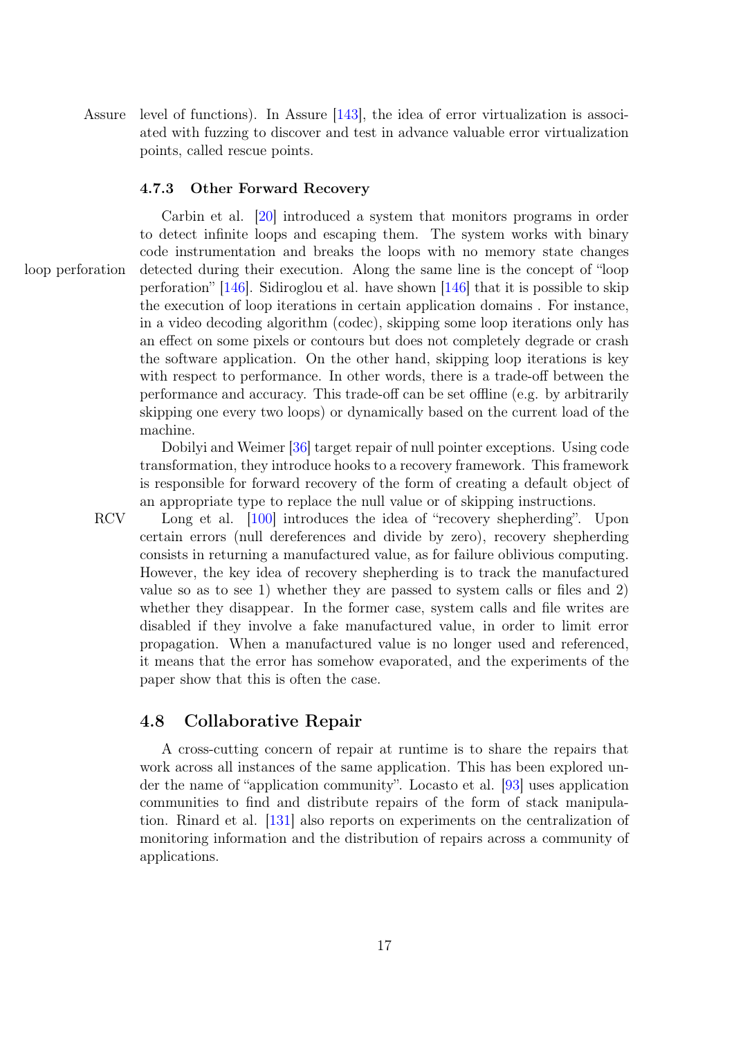Assure level of functions). In Assure [143], the idea of error virtualization is associated with fuzzing to discover and test in advance valuable error virtualization points, called rescue points.

### 4.7.3 Other Forward Recovery

Carbin et al. [20] introduced a system that monitors programs in order to detect infinite loops and escaping them. The system works with binary code instrumentation and breaks the loops with no memory state changes detected during their execution. Along the same line is the concept of "loop perforation" [146]. Sidiroglou et al. have shown [146] that it is possible to skip the execution of loop iterations in certain application domains . For instance, in a video decoding algorithm (codec), skipping some loop iterations only has an effect on some pixels or contours but does not completely degrade or crash the software application. On the other hand, skipping loop iterations is key with respect to performance. In other words, there is a trade-off between the performance and accuracy. This trade-off can be set offline (e.g. by arbitrarily skipping one every two loops) or dynamically based on the current load of the machine.

Dobilyi and Weimer [36] target repair of null pointer exceptions. Using code transformation, they introduce hooks to a recovery framework. This framework is responsible for forward recovery of the form of creating a default object of an appropriate type to replace the null value or of skipping instructions.

Long et al. [100] introduces the idea of "recovery shepherding". Upon certain errors (null dereferences and divide by zero), recovery shepherding consists in returning a manufactured value, as for failure oblivious computing. However, the key idea of recovery shepherding is to track the manufactured value so as to see 1) whether they are passed to system calls or files and 2) whether they disappear. In the former case, system calls and file writes are disabled if they involve a fake manufactured value, in order to limit error propagation. When a manufactured value is no longer used and referenced, it means that the error has somehow evaporated, and the experiments of the paper show that this is often the case.

## 4.8 Collaborative Repair

A cross-cutting concern of repair at runtime is to share the repairs that work across all instances of the same application. This has been explored under the name of "application community". Locasto et al. [93] uses application communities to find and distribute repairs of the form of stack manipulation. Rinard et al. [131] also reports on experiments on the centralization of monitoring information and the distribution of repairs across a community of applications.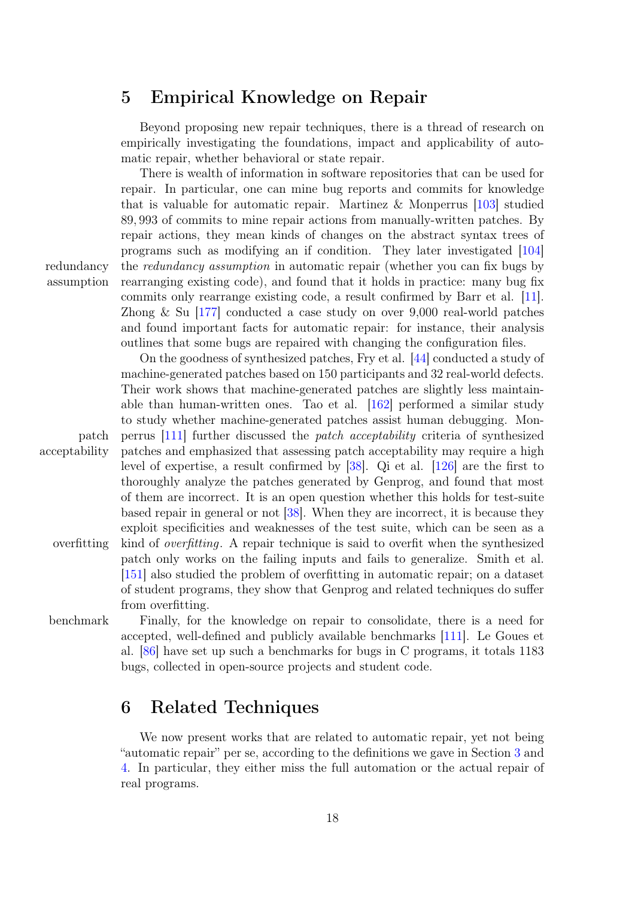# 5 Empirical Knowledge on Repair

Beyond proposing new repair techniques, there is a thread of research on empirically investigating the foundations, impact and applicability of automatic repair, whether behavioral or state repair.

There is wealth of information in software repositories that can be used for repair. In particular, one can mine bug reports and commits for knowledge that is valuable for automatic repair. Martinez & Monperrus [103] studied 89,993 of commits to mine repair actions from manually-written patches. By repair actions, they mean kinds of changes on the abstract syntax trees of programs such as modifying an if condition. They later investigated [104] the *redundancy assumption* in automatic repair (whether you can fix bugs by rearranging existing code), and found that it holds in practice: many bug fix commits only rearrange existing code, a result confirmed by Barr et al. [11]. Zhong & Su [177] conducted a case study on over 9,000 real-world patches and found important facts for automatic repair: for instance, their analysis outlines that some bugs are repaired with changing the configuration files.

On the goodness of synthesized patches, Fry et al. [44] conducted a study of machine-generated patches based on 150 participants and 32 real-world defects. Their work shows that machine-generated patches are slightly less maintainable than human-written ones. Tao et al. [162] performed a similar study to study whether machine-generated patches assist human debugging. Monperrus [111] further discussed the *patch acceptability* criteria of synthesized patches and emphasized that assessing patch acceptability may require a high level of expertise, a result confirmed by [38]. Qi et al. [126] are the first to thoroughly analyze the patches generated by Genprog, and found that most of them are incorrect. It is an open question whether this holds for test-suite based repair in general or not [38]. When they are incorrect, it is because they exploit specificities and weaknesses of the test suite, which can be seen as a kind of *overfitting*. A repair technique is said to overfit when the synthesized patch only works on the failing inputs and fails to generalize. Smith et al. [151] also studied the problem of overfitting in automatic repair; on a dataset of student programs, they show that Genprog and related techniques do suffer from overfitting.

Finally, for the knowledge on repair to consolidate, there is a need for accepted, well-defined and publicly available benchmarks [111]. Le Goues et al. [86] have set up such a benchmarks for bugs in C programs, it totals 1183 bugs, collected in open-source projects and student code.

# 6 Related Techniques

We now present works that are related to automatic repair, yet not being "automatic repair" per se, according to the definitions we gave in Section 3 and 4. In particular, they either miss the full automation or the actual repair of real programs.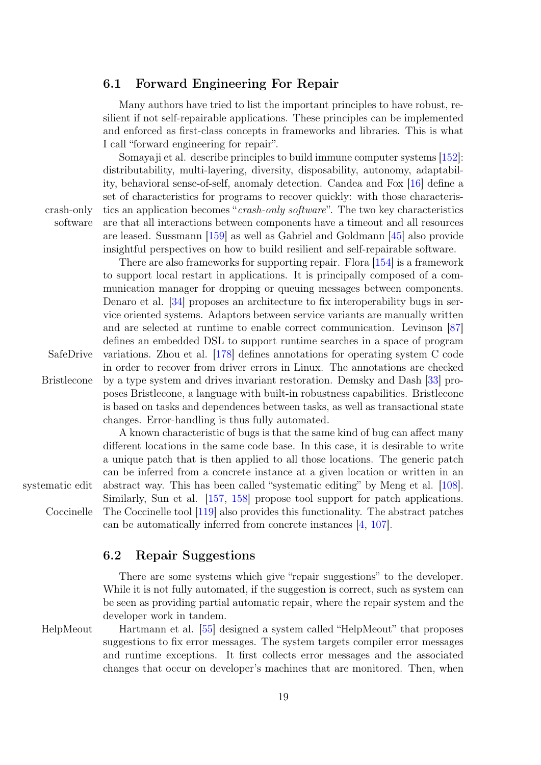## 6.1 Forward Engineering For Repair

Many authors have tried to list the important principles to have robust, resilient if not self-repairable applications. These principles can be implemented and enforced as first-class concepts in frameworks and libraries. This is what I call "forward engineering for repair".

Somayaji et al. describe principles to build immune computer systems [152]: distributability, multi-layering, diversity, disposability, autonomy, adaptability, behavioral sense-of-self, anomaly detection. Candea and Fox [16] define a set of characteristics for programs to recover quickly: with those characteristics an application becomes "*crash-only software*". The two key characteristics are that all interactions between components have a timeout and all resources are leased. Sussmann [159] as well as Gabriel and Goldmann [45] also provide insightful perspectives on how to build resilient and self-repairable software.

There are also frameworks for supporting repair. Flora [154] is a framework to support local restart in applications. It is principally composed of a communication manager for dropping or queuing messages between components. Denaro et al. [34] proposes an architecture to fix interoperability bugs in service oriented systems. Adaptors between service variants are manually written and are selected at runtime to enable correct communication. Levinson [87] defines an embedded DSL to support runtime searches in a space of program variations. Zhou et al. [178] defines annotations for operating system C code in order to recover from driver errors in Linux. The annotations are checked by a type system and drives invariant restoration. Demsky and Dash [33] proposes Bristlecone, a language with built-in robustness capabilities. Bristlecone is based on tasks and dependences between tasks, as well as transactional state changes. Error-handling is thus fully automated.

A known characteristic of bugs is that the same kind of bug can affect many different locations in the same code base. In this case, it is desirable to write a unique patch that is then applied to all those locations. The generic patch can be inferred from a concrete instance at a given location or written in an abstract way. This has been called "systematic editing" by Meng et al. [108]. Similarly, Sun et al. [157, 158] propose tool support for patch applications. The Coccinelle tool [119] also provides this functionality. The abstract patches can be automatically inferred from concrete instances [4, 107].

## 6.2 Repair Suggestions

There are some systems which give "repair suggestions" to the developer. While it is not fully automated, if the suggestion is correct, such as system can be seen as providing partial automatic repair, where the repair system and the developer work in tandem.

Hartmann et al. [55] designed a system called "HelpMeout" that proposes suggestions to fix error messages. The system targets compiler error messages and runtime exceptions. It first collects error messages and the associated changes that occur on developer's machines that are monitored. Then, when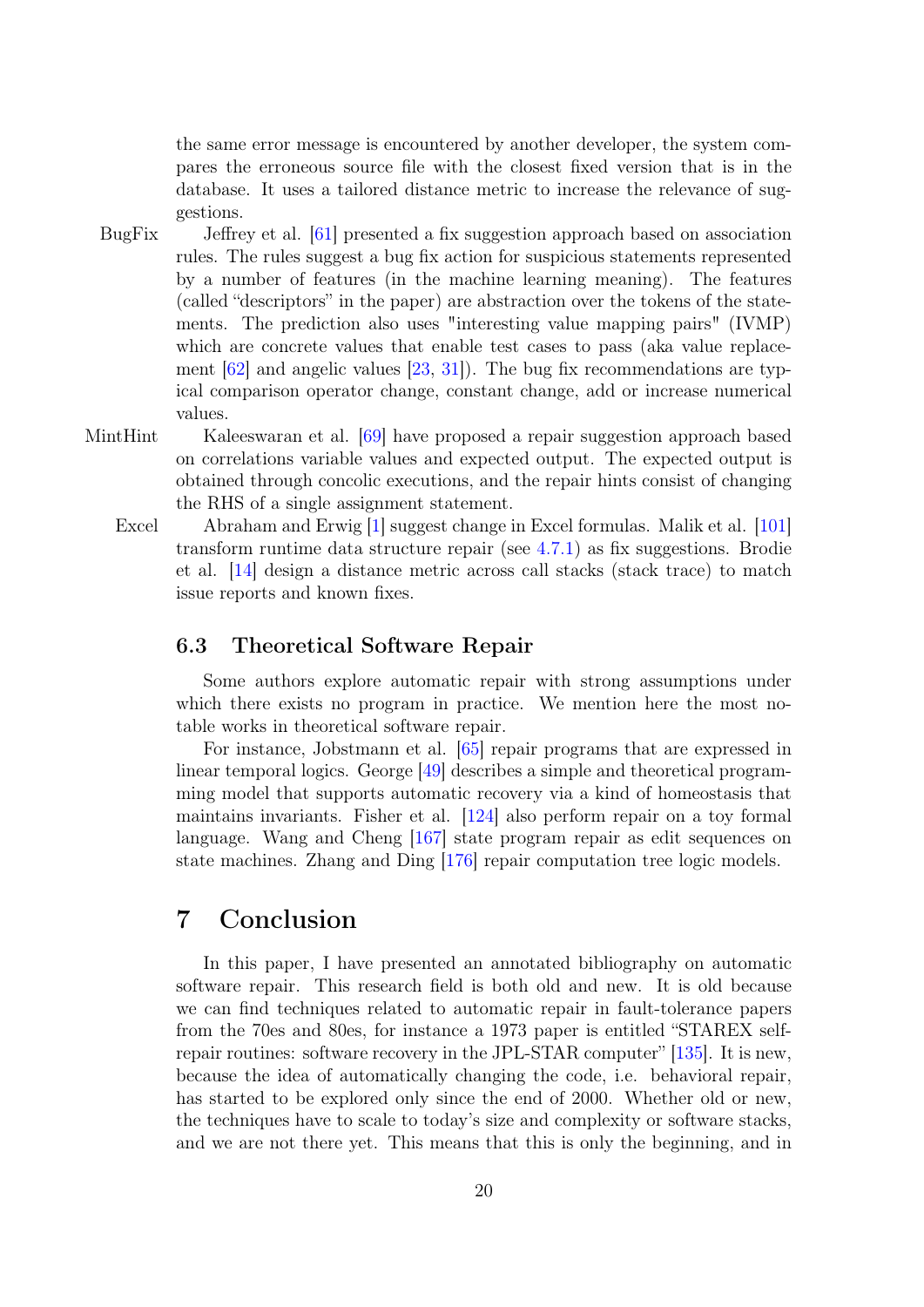the same error message is encountered by another developer, the system compares the erroneous source file with the closest fixed version that is in the database. It uses a tailored distance metric to increase the relevance of suggestions.

**BugFix** Jeffrey et al. [61] presented a fix suggestion approach based on association rules. The rules suggest a bug fix action for suspicious statements represented by a number of features (in the machine learning meaning). The features (called "descriptors" in the paper) are abstraction over the tokens of the statements. The prediction also uses "interesting value mapping pairs" (IVMP) which are concrete values that enable test cases to pass (aka value replacement [62] and angelic values [23, 31]). The bug fix recommendations are typical comparison operator change, constant change, add or increase numerical values.

**MintHint** Kaleeswaran et al. [69] have proposed a repair suggestion approach based on correlations variable values and expected output. The expected output is obtained through concolic executions, and the repair hints consist of changing the RHS of a single assignment statement.

**Excel** Abraham and Erwig [1] suggest change in Excel formulas. Malik et al. [101] transform runtime data structure repair (see 4.7.1) as fix suggestions. Brodie et al. [14] design a distance metric across call stacks (stack trace) to match issue reports and known fixes.

### 6.3 Theoretical Software Repair

Some authors explore automatic repair with strong assumptions under which there exists no program in practice. We mention here the most notable works in theoretical software repair.

For instance, Jobstmann et al. [65] repair programs that are expressed in linear temporal logics. George [49] describes a simple and theoretical programming model that supports automatic recovery via a kind of homeostasis that maintains invariants. Fisher et al. [124] also perform repair on a toy formal language. Wang and Cheng [167] state program repair as edit sequences on state machines. Zhang and Ding [176] repair computation tree logic models.

## 7 Conclusion

In this paper, I have presented an annotated bibliography on automatic software repair. This research field is both old and new. It is old because we can find techniques related to automatic repair in fault-tolerance papers from the 70es and 80es, for instance a 1973 paper is entitled "STAREX self-repair routines: software recovery in the JPL-STAR computer" [135]. It is new, because the idea of automatically changing the code, i.e. behavioral repair, has started to be explored only since the end of 2000. Whether old or new, the techniques have to scale to today's size and complexity or software stacks, and we are not there yet. This means that this is only the beginning, and in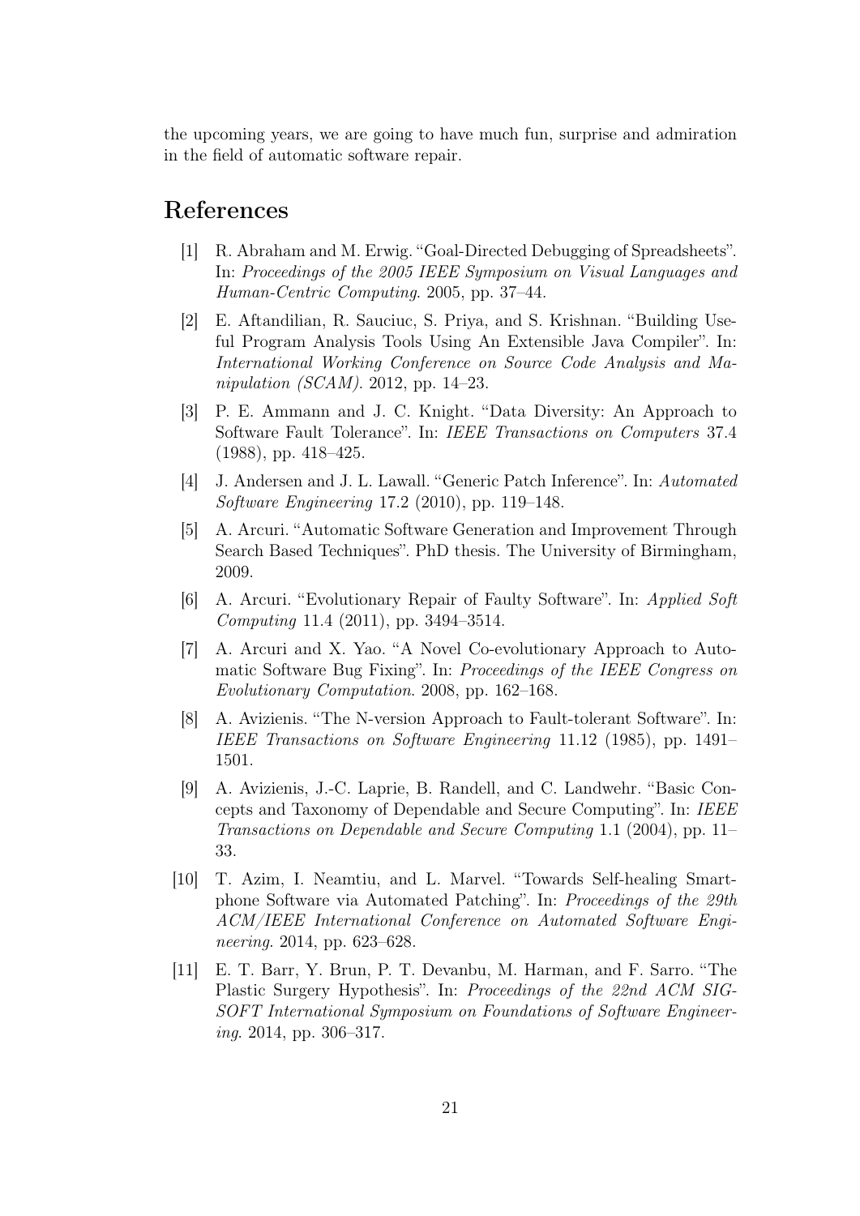the upcoming years, we are going to have much fun, surprise and admiration in the field of automatic software repair.

# References

[1] R. Abraham and M. Erwig. "Goal-Directed Debugging of Spreadsheets". In: *Proceedings of the 2005 IEEE Symposium on Visual Languages and Human-Centric Computing*. 2005, pp. 37–44.

[2] E. Aftandilian, R. Sauciuc, S. Priya, and S. Krishnan. "Building Useful Program Analysis Tools Using An Extensible Java Compiler". In: *International Working Conference on Source Code Analysis and Manipulation (SCAM)*. 2012, pp. 14–23.

[3] P. E. Ammann and J. C. Knight. "Data Diversity: An Approach to Software Fault Tolerance". In: *IEEE Transactions on Computers* 37.4 (1988), pp. 418–425.

[4] J. Andersen and J. L. Lawall. "Generic Patch Inference". In: *Automated Software Engineering* 17.2 (2010), pp. 119–148.

[5] A. Arcuri. "Automatic Software Generation and Improvement Through Search Based Techniques". PhD thesis. The University of Birmingham, 2009.

[6] A. Arcuri. "Evolutionary Repair of Faulty Software". In: *Applied Soft Computing* 11.4 (2011), pp. 3494–3514.

[7] A. Arcuri and X. Yao. "A Novel Co-evolutionary Approach to Automatic Software Bug Fixing". In: *Proceedings of the IEEE Congress on Evolutionary Computation*. 2008, pp. 162–168.

[8] A. Avizienis. "The N-version Approach to Fault-tolerant Software". In: *IEEE Transactions on Software Engineering* 11.12 (1985), pp. 1491–1501.

[9] A. Avizienis, J.-C. Laprie, B. Randell, and C. Landwehr. "Basic Concepts and Taxonomy of Dependable and Secure Computing". In: *IEEE Transactions on Dependable and Secure Computing* 1.1 (2004), pp. 11–33.

[10] T. Azim, I. Neamtiu, and L. Marvel. "Towards Self-healing Smartphone Software via Automated Patching". In: *Proceedings of the 29th ACM/IEEE International Conference on Automated Software Engineering*. 2014, pp. 623–628.

[11] E. T. Barr, Y. Brun, P. T. Devanbu, M. Harman, and F. Sarro. "The Plastic Surgery Hypothesis". In: *Proceedings of the 22nd ACM SIGSOFT International Symposium on Foundations of Software Engineering*. 2014, pp. 306–317.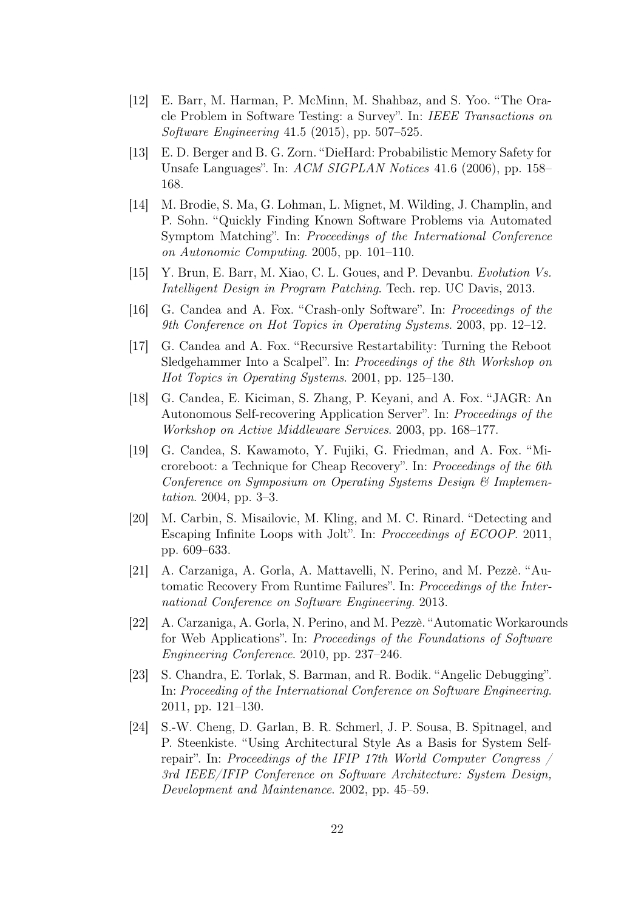[12] E. Barr, M. Harman, P. McMinn, M. Shahbaz, and S. Yoo. "The Oracle Problem in Software Testing: a Survey". In: *IEEE Transactions on Software Engineering* 41.5 (2015), pp. 507–525.

[13] E. D. Berger and B. G. Zorn. "DieHard: Probabilistic Memory Safety for Unsafe Languages". In: *ACM SIGPLAN Notices* 41.6 (2006), pp. 158–168.

[14] M. Brodie, S. Ma, G. Lohman, L. Mignet, M. Wilding, J. Champlin, and P. Sohn. "Quickly Finding Known Software Problems via Automated Symptom Matching". In: *Proceedings of the International Conference on Autonomic Computing*. 2005, pp. 101–110.

[15] Y. Brun, E. Barr, M. Xiao, C. L. Goues, and P. Devanbu. *Evolution Vs. Intelligent Design in Program Patching*. Tech. rep. UC Davis, 2013.

[16] G. Candea and A. Fox. "Crash-only Software". In: *Proceedings of the 9th Conference on Hot Topics in Operating Systems*. 2003, pp. 12–12.

[17] G. Candea and A. Fox. "Recursive Restartability: Turning the Reboot Sledgehammer Into a Scalpel". In: *Proceedings of the 8th Workshop on Hot Topics in Operating Systems*. 2001, pp. 125–130.

[18] G. Candea, E. Kiciman, S. Zhang, P. Keyani, and A. Fox. "JAGR: An Autonomous Self-recovering Application Server". In: *Proceedings of the Workshop on Active Middleware Services*. 2003, pp. 168–177.

[19] G. Candea, S. Kawamoto, Y. Fujiki, G. Friedman, and A. Fox. "Microreboot: a Technique for Cheap Recovery". In: *Proceedings of the 6th Conference on Symposium on Operating Systems Design & Implementation*. 2004, pp. 3–3.

[20] M. Carbin, S. Misailovic, M. Kling, and M. C. Rinard. "Detecting and Escaping Infinite Loops with Jolt". In: *Procceedings of ECOOP*. 2011, pp. 609–633.

[21] A. Carzaniga, A. Gorla, A. Mattavelli, N. Perino, and M. Pezzè. "Automatic Recovery From Runtime Failures". In: *Proceedings of the International Conference on Software Engineering*. 2013.

[22] A. Carzaniga, A. Gorla, N. Perino, and M. Pezzè. "Automatic Workarounds for Web Applications". In: *Proceedings of the Foundations of Software Engineering Conference*. 2010, pp. 237–246.

[23] S. Chandra, E. Torlak, S. Barman, and R. Bodik. "Angelic Debugging". In: *Proceeding of the International Conference on Software Engineering*. 2011, pp. 121–130.

[24] S.-W. Cheng, D. Garlan, B. R. Schmerl, J. P. Sousa, B. Spitnagel, and P. Steenkiste. "Using Architectural Style As a Basis for System Self-repair". In: *Proceedings of the IFIP 17th World Computer Congress / 3rd IEEE/IFIP Conference on Software Architecture: System Design, Development and Maintenance*. 2002, pp. 45–59.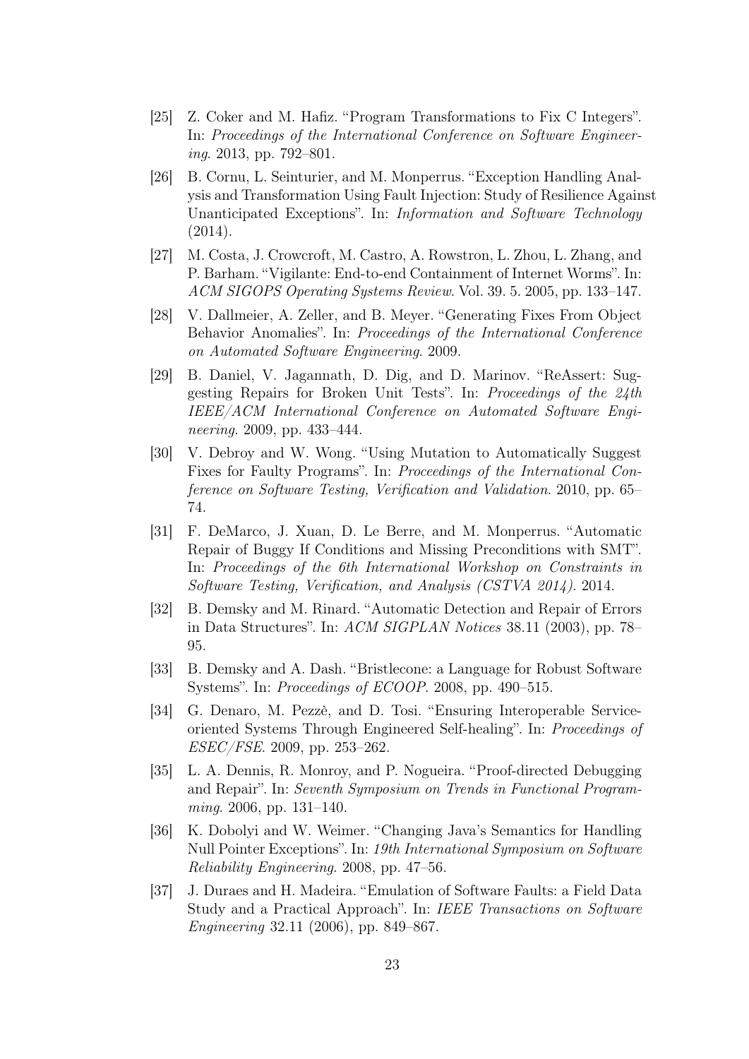- [25] Z. Coker and M. Hafiz. "Program Transformations to Fix C Integers". In: *Proceedings of the International Conference on Software Engineering*. 2013, pp. 792–801.
- [26] B. Cornu, L. Seinturier, and M. Monperrus. "Exception Handling Analysis and Transformation Using Fault Injection: Study of Resilience Against Unanticipated Exceptions". In: *Information and Software Technology* (2014).
- [27] M. Costa, J. Crowcroft, M. Castro, A. Rowstron, L. Zhou, L. Zhang, and P. Barham. "Vigilante: End-to-end Containment of Internet Worms". In: *ACM SIGOPS Operating Systems Review*. Vol. 39. 5. 2005, pp. 133–147.
- [28] V. Dallmeier, A. Zeller, and B. Meyer. "Generating Fixes From Object Behavior Anomalies". In: *Proceedings of the International Conference on Automated Software Engineering*. 2009.
- [29] B. Daniel, V. Jagannath, D. Dig, and D. Marinov. "ReAssert: Suggesting Repairs for Broken Unit Tests". In: *Proceedings of the 24th IEEE/ACM International Conference on Automated Software Engineering*. 2009, pp. 433–444.
- [30] V. Debroy and W. Wong. "Using Mutation to Automatically Suggest Fixes for Faulty Programs". In: *Proceedings of the International Conference on Software Testing, Verification and Validation*. 2010, pp. 65–74.
- [31] F. DeMarco, J. Xuan, D. Le Berre, and M. Monperrus. "Automatic Repair of Buggy If Conditions and Missing Preconditions with SMT". In: *Proceedings of the 6th International Workshop on Constraints in Software Testing, Verification, and Analysis (CSTVA 2014)*. 2014.
- [32] B. Demsky and M. Rinard. "Automatic Detection and Repair of Errors in Data Structures". In: *ACM SIGPLAN Notices* 38.11 (2003), pp. 78–95.
- [33] B. Demsky and A. Dash. "Bristlecone: a Language for Robust Software Systems". In: *Proceedings of ECOOP*. 2008, pp. 490–515.
- [34] G. Denaro, M. Pezzè, and D. Tosi. "Ensuring Interoperable Service-oriented Systems Through Engineered Self-healing". In: *Proceedings of ESEC/FSE*. 2009, pp. 253–262.
- [35] L. A. Dennis, R. Monroy, and P. Nogueira. "Proof-directed Debugging and Repair". In: *Seventh Symposium on Trends in Functional Programming*. 2006, pp. 131–140.
- [36] K. Dobolyi and W. Weimer. "Changing Java's Semantics for Handling Null Pointer Exceptions". In: *19th International Symposium on Software Reliability Engineering*. 2008, pp. 47–56.
- [37] J. Duraes and H. Madeira. "Emulation of Software Faults: a Field Data Study and a Practical Approach". In: *IEEE Transactions on Software Engineering* 32.11 (2006), pp. 849–867.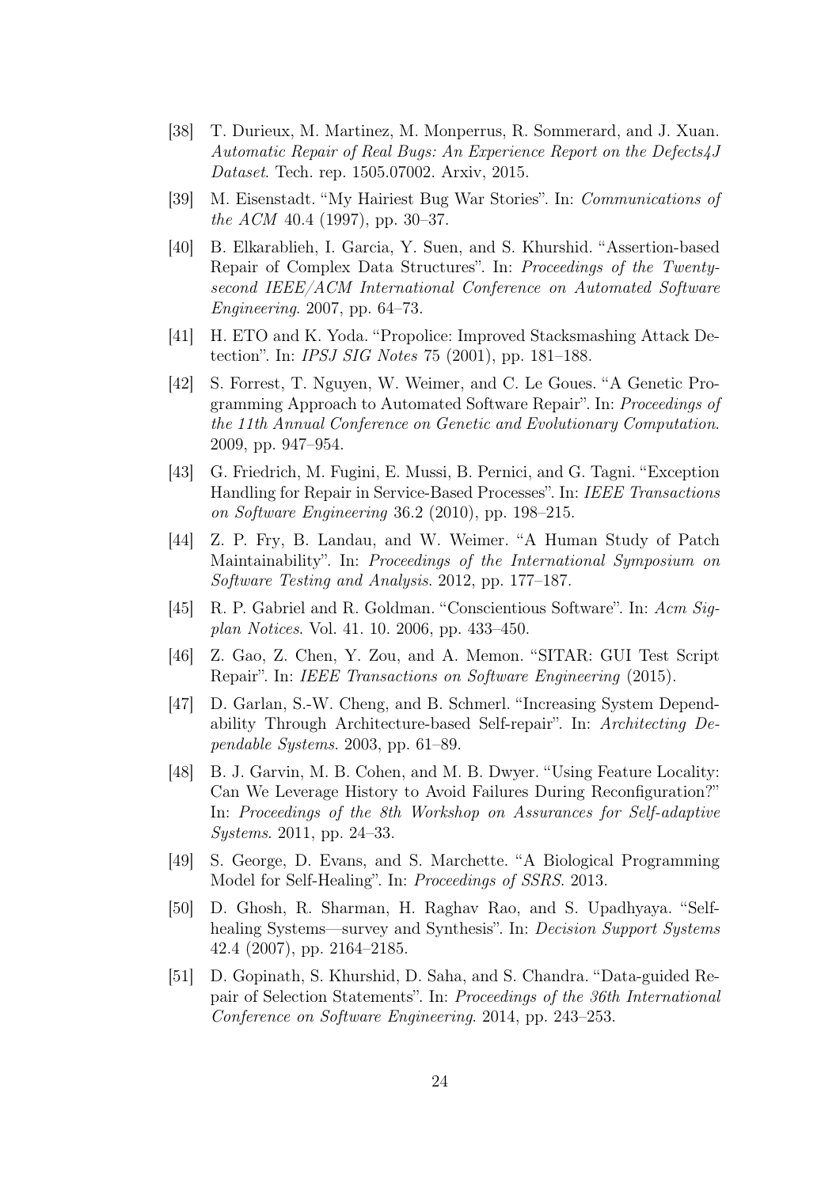- [38] T. Durieux, M. Martinez, M. Monperrus, R. Sommerard, and J. Xuan. *Automatic Repair of Real Bugs: An Experience Report on the Defects4J Dataset*. Tech. rep. 1505.07002. Arxiv, 2015.
- [39] M. Eisenstadt. "My Hairiest Bug War Stories". In: *Communications of the ACM* 40.4 (1997), pp. 30–37.
- [40] B. Elkarablieh, I. Garcia, Y. Suen, and S. Khurshid. "Assertion-based Repair of Complex Data Structures". In: *Proceedings of the Twenty-second IEEE/ACM International Conference on Automated Software Engineering*. 2007, pp. 64–73.
- [41] H. ETO and K. Yoda. "Propolice: Improved Stacksmashing Attack Detection". In: *IPSJ SIG Notes* 75 (2001), pp. 181–188.
- [42] S. Forrest, T. Nguyen, W. Weimer, and C. Le Goues. "A Genetic Programming Approach to Automated Software Repair". In: *Proceedings of the 11th Annual Conference on Genetic and Evolutionary Computation*. 2009, pp. 947–954.
- [43] G. Friedrich, M. Fugini, E. Mussi, B. Pernici, and G. Tagni. "Exception Handling for Repair in Service-Based Processes". In: *IEEE Transactions on Software Engineering* 36.2 (2010), pp. 198–215.
- [44] Z. P. Fry, B. Landau, and W. Weimer. "A Human Study of Patch Maintainability". In: *Proceedings of the International Symposium on Software Testing and Analysis*. 2012, pp. 177–187.
- [45] R. P. Gabriel and R. Goldman. "Conscientious Software". In: *Acm Sigplan Notices*. Vol. 41. 10. 2006, pp. 433–450.
- [46] Z. Gao, Z. Chen, Y. Zou, and A. Memon. "SITAR: GUI Test Script Repair". In: *IEEE Transactions on Software Engineering* (2015).
- [47] D. Garlan, S.-W. Cheng, and B. Schmerl. "Increasing System Dependability Through Architecture-based Self-repair". In: *Architecting Dependable Systems*. 2003, pp. 61–89.
- [48] B. J. Garvin, M. B. Cohen, and M. B. Dwyer. "Using Feature Locality: Can We Leverage History to Avoid Failures During Reconfiguration?" In: *Proceedings of the 8th Workshop on Assurances for Self-adaptive Systems*. 2011, pp. 24–33.
- [49] S. George, D. Evans, and S. Marchette. "A Biological Programming Model for Self-Healing". In: *Proceedings of SSRS*. 2013.
- [50] D. Ghosh, R. Sharman, H. Raghav Rao, and S. Upadhyaya. "Self-healing Systems—survey and Synthesis". In: *Decision Support Systems* 42.4 (2007), pp. 2164–2185.
- [51] D. Gopinath, S. Khurshid, D. Saha, and S. Chandra. "Data-guided Repair of Selection Statements". In: *Proceedings of the 36th International Conference on Software Engineering*. 2014, pp. 243–253.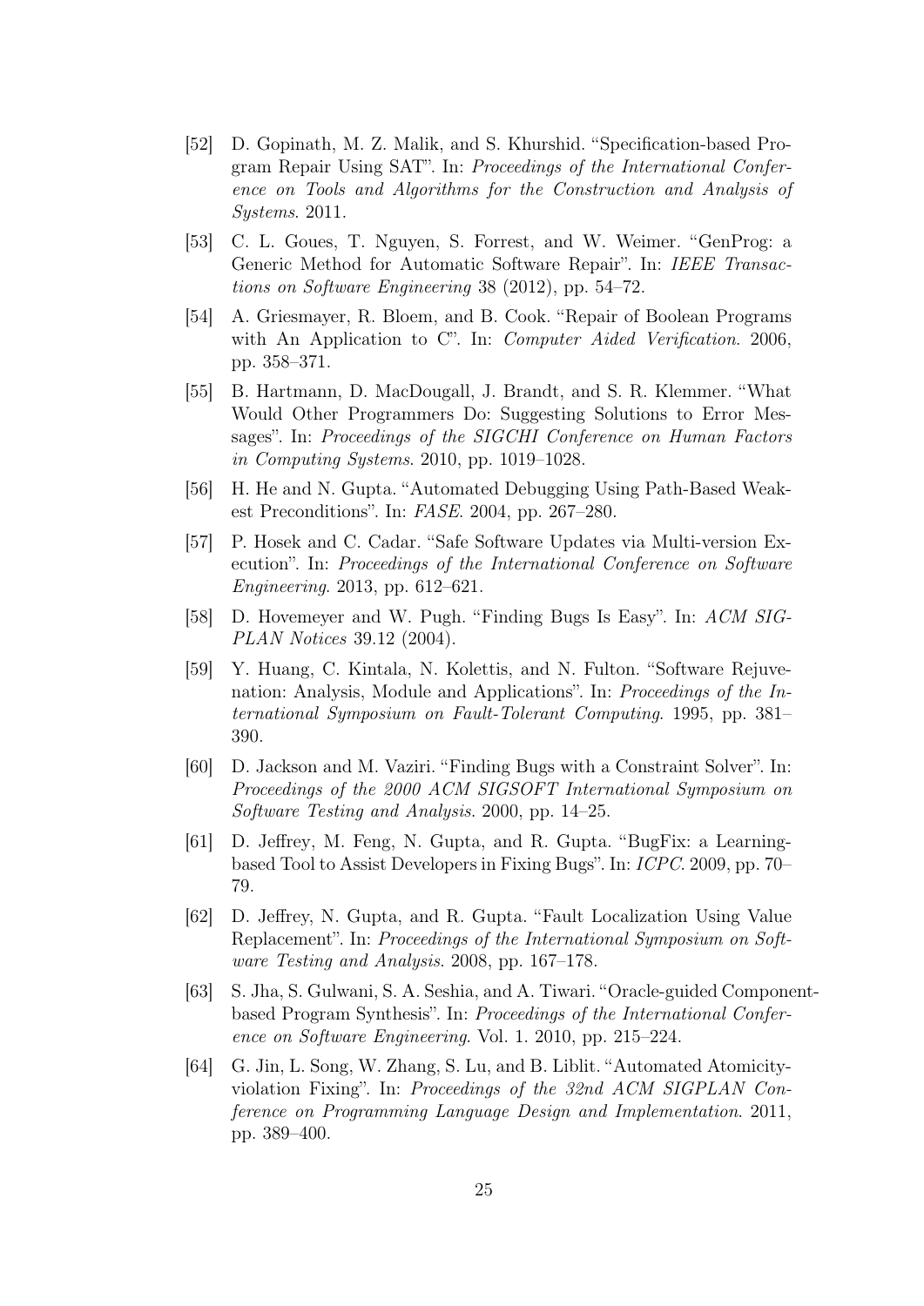[52] D. Gopinath, M. Z. Malik, and S. Khurshid. "Specification-based Program Repair Using SAT". In: *Proceedings of the International Conference on Tools and Algorithms for the Construction and Analysis of Systems*. 2011.

[53] C. L. Goues, T. Nguyen, S. Forrest, and W. Weimer. "GenProg: a Generic Method for Automatic Software Repair". In: *IEEE Transactions on Software Engineering* 38 (2012), pp. 54–72.

[54] A. Griesmayer, R. Bloem, and B. Cook. "Repair of Boolean Programs with An Application to C". In: *Computer Aided Verification*. 2006, pp. 358–371.

[55] B. Hartmann, D. MacDougall, J. Brandt, and S. R. Klemmer. "What Would Other Programmers Do: Suggesting Solutions to Error Messages". In: *Proceedings of the SIGCHI Conference on Human Factors in Computing Systems*. 2010, pp. 1019–1028.

[56] H. He and N. Gupta. "Automated Debugging Using Path-Based Weakest Preconditions". In: *FASE*. 2004, pp. 267–280.

[57] P. Hosek and C. Cadar. "Safe Software Updates via Multi-version Execution". In: *Proceedings of the International Conference on Software Engineering*. 2013, pp. 612–621.

[58] D. Hovemeyer and W. Pugh. "Finding Bugs Is Easy". In: *ACM SIGPLAN Notices* 39.12 (2004).

[59] Y. Huang, C. Kintala, N. Kolettis, and N. Fulton. "Software Rejuvenation: Analysis, Module and Applications". In: *Proceedings of the International Symposium on Fault-Tolerant Computing*. 1995, pp. 381–390.

[60] D. Jackson and M. Vaziri. "Finding Bugs with a Constraint Solver". In: *Proceedings of the 2000 ACM SIGSOFT International Symposium on Software Testing and Analysis*. 2000, pp. 14–25.

[61] D. Jeffrey, M. Feng, N. Gupta, and R. Gupta. "BugFix: a Learning-based Tool to Assist Developers in Fixing Bugs". In: *ICPC*. 2009, pp. 70–79.

[62] D. Jeffrey, N. Gupta, and R. Gupta. "Fault Localization Using Value Replacement". In: *Proceedings of the International Symposium on Software Testing and Analysis*. 2008, pp. 167–178.

[63] S. Jha, S. Gulwani, S. A. Seshia, and A. Tiwari. "Oracle-guided Component-based Program Synthesis". In: *Proceedings of the International Conference on Software Engineering*. Vol. 1. 2010, pp. 215–224.

[64] G. Jin, L. Song, W. Zhang, S. Lu, and B. Liblit. "Automated Atomicity-violation Fixing". In: *Proceedings of the 32nd ACM SIGPLAN Conference on Programming Language Design and Implementation*. 2011, pp. 389–400.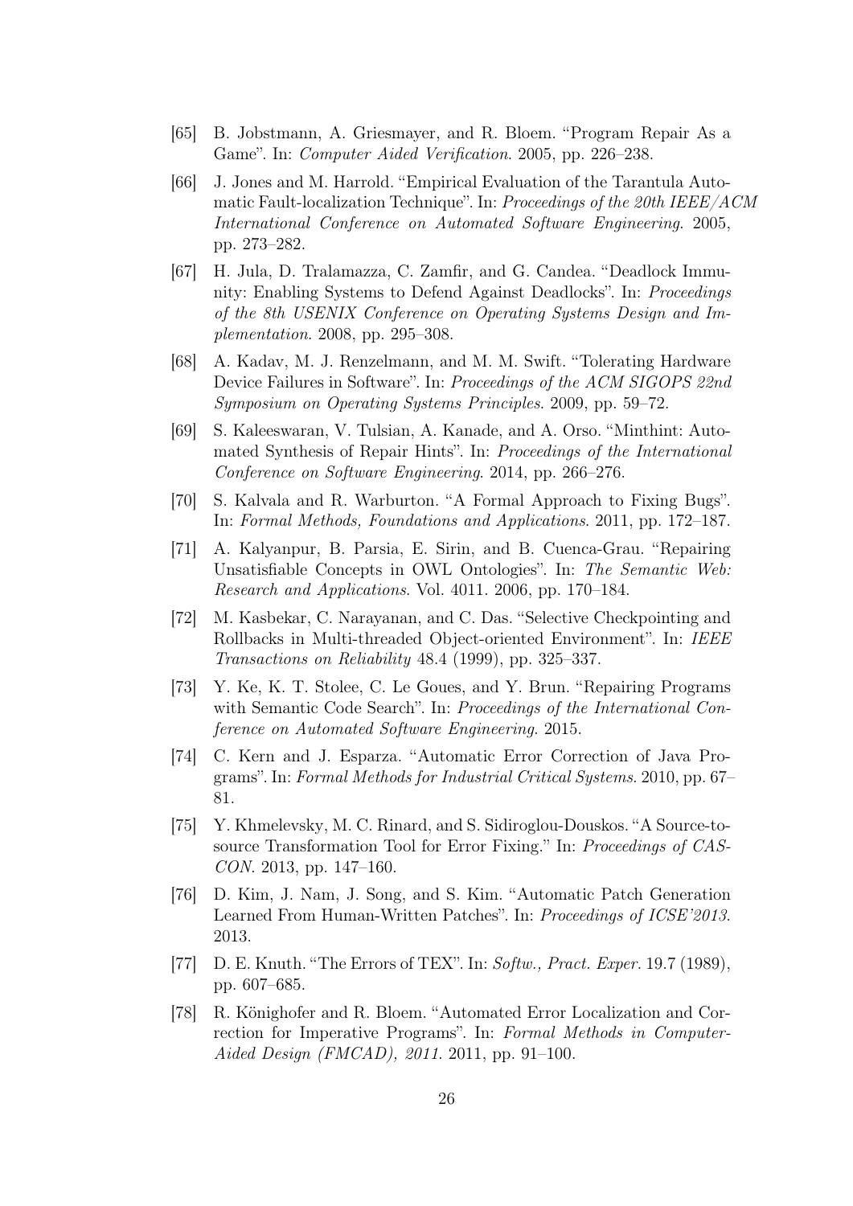- [65] B. Jobstmann, A. Griesmayer, and R. Bloem. "Program Repair As a Game". In: *Computer Aided Verification*. 2005, pp. 226–238.
- [66] J. Jones and M. Harrold. "Empirical Evaluation of the Tarantula Automatic Fault-localization Technique". In: *Proceedings of the 20th IEEE/ACM International Conference on Automated Software Engineering*. 2005, pp. 273–282.
- [67] H. Jula, D. Tralamazza, C. Zamfir, and G. Candea. "Deadlock Immunity: Enabling Systems to Defend Against Deadlocks". In: *Proceedings of the 8th USENIX Conference on Operating Systems Design and Implementation*. 2008, pp. 295–308.
- [68] A. Kadav, M. J. Renzelmann, and M. M. Swift. "Tolerating Hardware Device Failures in Software". In: *Proceedings of the ACM SIGOPS 22nd Symposium on Operating Systems Principles*. 2009, pp. 59–72.
- [69] S. Kaleeswaran, V. Tulsian, A. Kanade, and A. Orso. "Minthint: Automated Synthesis of Repair Hints". In: *Proceedings of the International Conference on Software Engineering*. 2014, pp. 266–276.
- [70] S. Kalvala and R. Warburton. "A Formal Approach to Fixing Bugs". In: *Formal Methods, Foundations and Applications*. 2011, pp. 172–187.
- [71] A. Kalyanpur, B. Parsia, E. Sirin, and B. Cuenca-Grau. "Repairing Unsatisfiable Concepts in OWL Ontologies". In: *The Semantic Web: Research and Applications*. Vol. 4011. 2006, pp. 170–184.
- [72] M. Kasbekar, C. Narayanan, and C. Das. "Selective Checkpointing and Rollbacks in Multi-threaded Object-oriented Environment". In: *IEEE Transactions on Reliability* 48.4 (1999), pp. 325–337.
- [73] Y. Ke, K. T. Stolee, C. Le Goues, and Y. Brun. "Repairing Programs with Semantic Code Search". In: *Proceedings of the International Conference on Automated Software Engineering*. 2015.
- [74] C. Kern and J. Esparza. "Automatic Error Correction of Java Programs". In: *Formal Methods for Industrial Critical Systems*. 2010, pp. 67–81.
- [75] Y. Khmelevsky, M. C. Rinard, and S. Sidiroglou-Douskos. "A Source-to-source Transformation Tool for Error Fixing." In: *Proceedings of CASCON*. 2013, pp. 147–160.
- [76] D. Kim, J. Nam, J. Song, and S. Kim. "Automatic Patch Generation Learned From Human-Written Patches". In: *Proceedings of ICSE'2013*. 2013.
- [77] D. E. Knuth. "The Errors of TEX". In: *Softw., Pract. Exper.* 19.7 (1989), pp. 607–685.
- [78] R. Könighofer and R. Bloem. "Automated Error Localization and Correction for Imperative Programs". In: *Formal Methods in Computer-Aided Design (FMCAD), 2011*. 2011, pp. 91–100.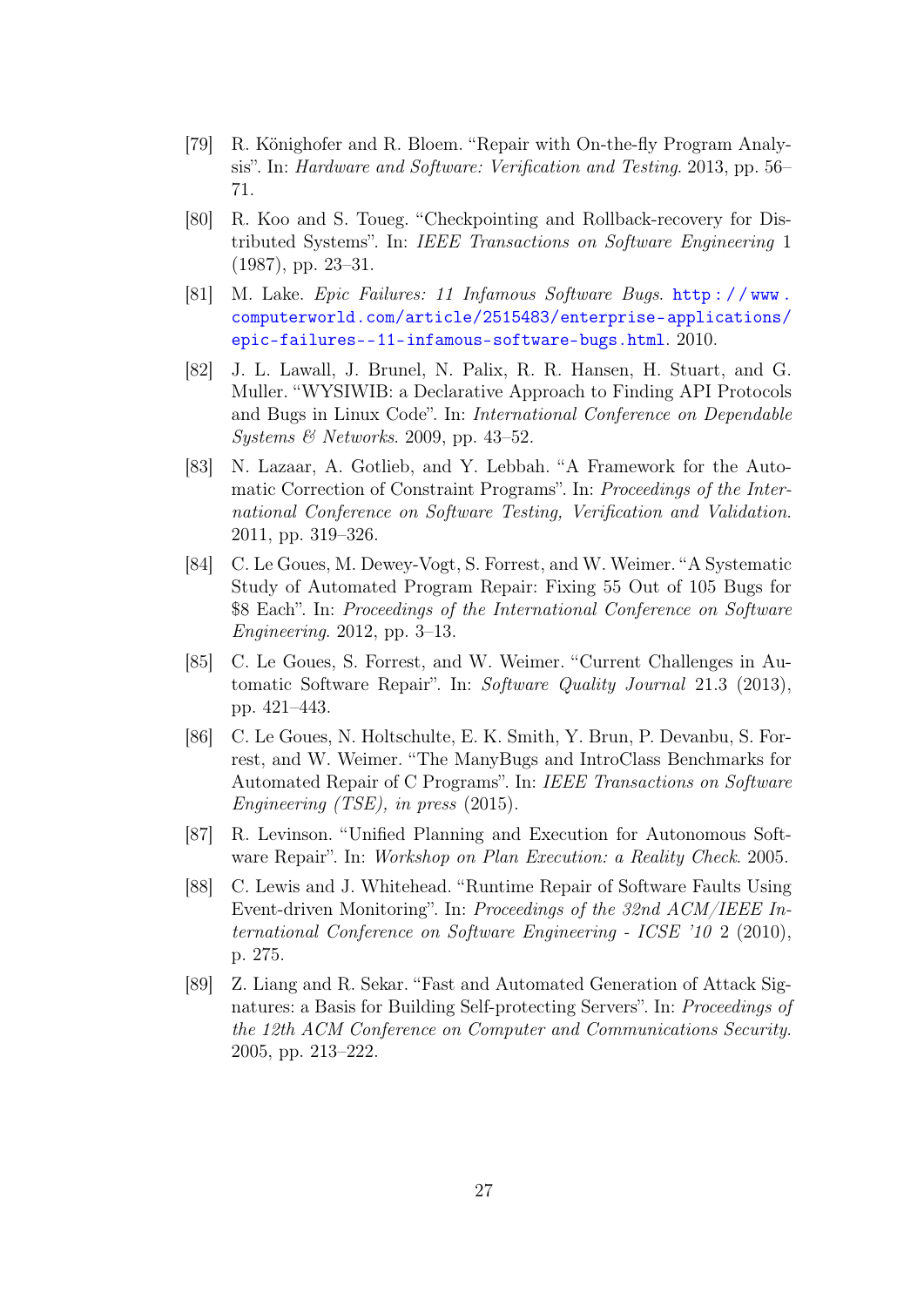[79] R. Könighofer and R. Bloem. "Repair with On-the-fly Program Analysis". In: *Hardware and Software: Verification and Testing*. 2013, pp. 56–71.

[80] R. Koo and S. Toueg. "Checkpointing and Rollback-recovery for Distributed Systems". In: *IEEE Transactions on Software Engineering* 1 (1987), pp. 23–31.

[81] M. Lake. *Epic Failures: 11 Infamous Software Bugs*. http://www.computerworld.com/article/2515483/enterprise-applications/epic-failures--11-infamous-software-bugs.html. 2010.

[82] J. L. Lawall, J. Brunel, N. Palix, R. R. Hansen, H. Stuart, and G. Muller. "WYSIWIB: a Declarative Approach to Finding API Protocols and Bugs in Linux Code". In: *International Conference on Dependable Systems & Networks*. 2009, pp. 43–52.

[83] N. Lazaar, A. Gotlieb, and Y. Lebbah. "A Framework for the Automatic Correction of Constraint Programs". In: *Proceedings of the International Conference on Software Testing, Verification and Validation*. 2011, pp. 319–326.

[84] C. Le Goues, M. Dewey-Vogt, S. Forrest, and W. Weimer. "A Systematic Study of Automated Program Repair: Fixing 55 Out of 105 Bugs for $8 Each". In: *Proceedings of the International Conference on Software Engineering*. 2012, pp. 3–13.

[85] C. Le Goues, S. Forrest, and W. Weimer. "Current Challenges in Automatic Software Repair". In: *Software Quality Journal* 21.3 (2013), pp. 421–443.

[86] C. Le Goues, N. Holtschulte, E. K. Smith, Y. Brun, P. Devanbu, S. Forrest, and W. Weimer. "The ManyBugs and IntroClass Benchmarks for Automated Repair of C Programs". In: *IEEE Transactions on Software Engineering (TSE), in press* (2015).

[87] R. Levinson. "Unified Planning and Execution for Autonomous Software Repair". In: *Workshop on Plan Execution: a Reality Check*. 2005.

[88] C. Lewis and J. Whitehead. "Runtime Repair of Software Faults Using Event-driven Monitoring". In: *Proceedings of the 32nd ACM/IEEE International Conference on Software Engineering - ICSE '10* 2 (2010), p. 275.

[89] Z. Liang and R. Sekar. "Fast and Automated Generation of Attack Signatures: a Basis for Building Self-protecting Servers". In: *Proceedings of the 12th ACM Conference on Computer and Communications Security*. 2005, pp. 213–222.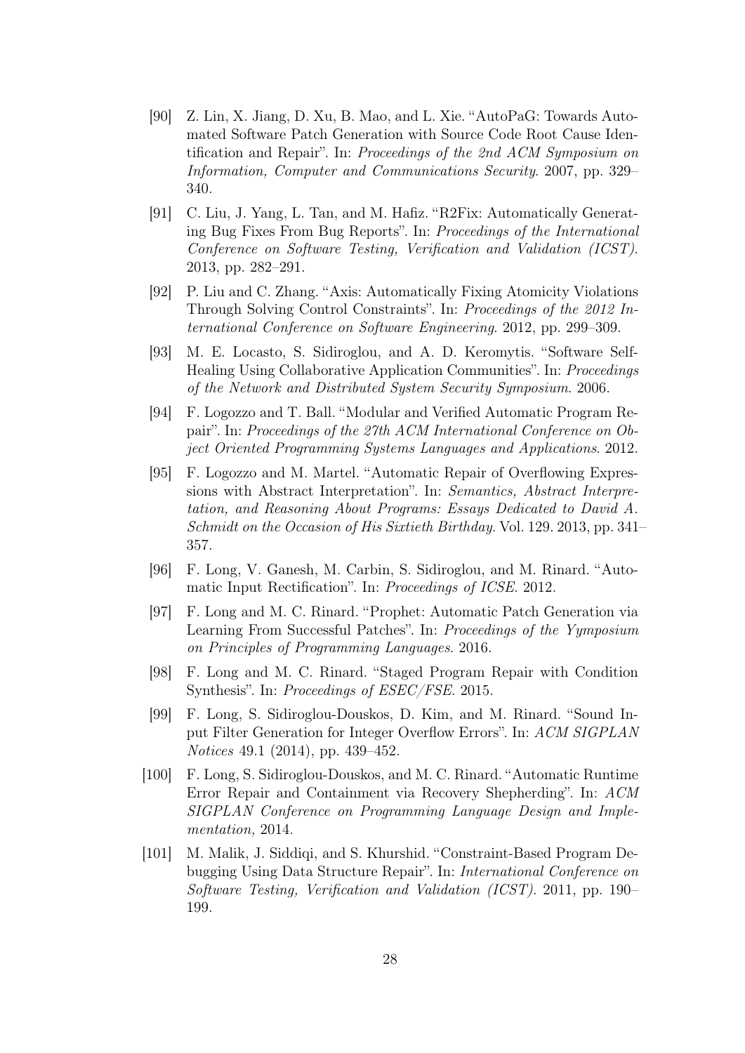[90] Z. Lin, X. Jiang, D. Xu, B. Mao, and L. Xie. "AutoPaG: Towards Automated Software Patch Generation with Source Code Root Cause Identification and Repair". In: *Proceedings of the 2nd ACM Symposium on Information, Computer and Communications Security*. 2007, pp. 329–340.

[91] C. Liu, J. Yang, L. Tan, and M. Hafiz. "R2Fix: Automatically Generating Bug Fixes From Bug Reports". In: *Proceedings of the International Conference on Software Testing, Verification and Validation (ICST)*. 2013, pp. 282–291.

[92] P. Liu and C. Zhang. "Axis: Automatically Fixing Atomicity Violations Through Solving Control Constraints". In: *Proceedings of the 2012 International Conference on Software Engineering*. 2012, pp. 299–309.

[93] M. E. Locasto, S. Sidiroglou, and A. D. Keromytis. "Software Self-Healing Using Collaborative Application Communities". In: *Proceedings of the Network and Distributed System Security Symposium*. 2006.

[94] F. Logozzo and T. Ball. "Modular and Verified Automatic Program Repair". In: *Proceedings of the 27th ACM International Conference on Object Oriented Programming Systems Languages and Applications*. 2012.

[95] F. Logozzo and M. Martel. "Automatic Repair of Overflowing Expressions with Abstract Interpretation". In: *Semantics, Abstract Interpretation, and Reasoning About Programs: Essays Dedicated to David A. Schmidt on the Occasion of His Sixtieth Birthday*. Vol. 129. 2013, pp. 341–357.

[96] F. Long, V. Ganesh, M. Carbin, S. Sidiroglou, and M. Rinard. "Automatic Input Rectification". In: *Proceedings of ICSE*. 2012.

[97] F. Long and M. C. Rinard. "Prophet: Automatic Patch Generation via Learning From Successful Patches". In: *Proceedings of the Ymposium on Principles of Programming Languages*. 2016.

[98] F. Long and M. C. Rinard. "Staged Program Repair with Condition Synthesis". In: *Proceedings of ESEC/FSE*. 2015.

[99] F. Long, S. Sidiroglou-Douskos, D. Kim, and M. Rinard. "Sound Input Filter Generation for Integer Overflow Errors". In: *ACM SIGPLAN Notices* 49.1 (2014), pp. 439–452.

[100] F. Long, S. Sidiroglou-Douskos, and M. C. Rinard. "Automatic Runtime Error Repair and Containment via Recovery Shepherding". In: *ACM SIGPLAN Conference on Programming Language Design and Implementation,* 2014.

[101] M. Malik, J. Siddiqi, and S. Khurshid. "Constraint-Based Program Debugging Using Data Structure Repair". In: *International Conference on Software Testing, Verification and Validation (ICST)*. 2011, pp. 190–199.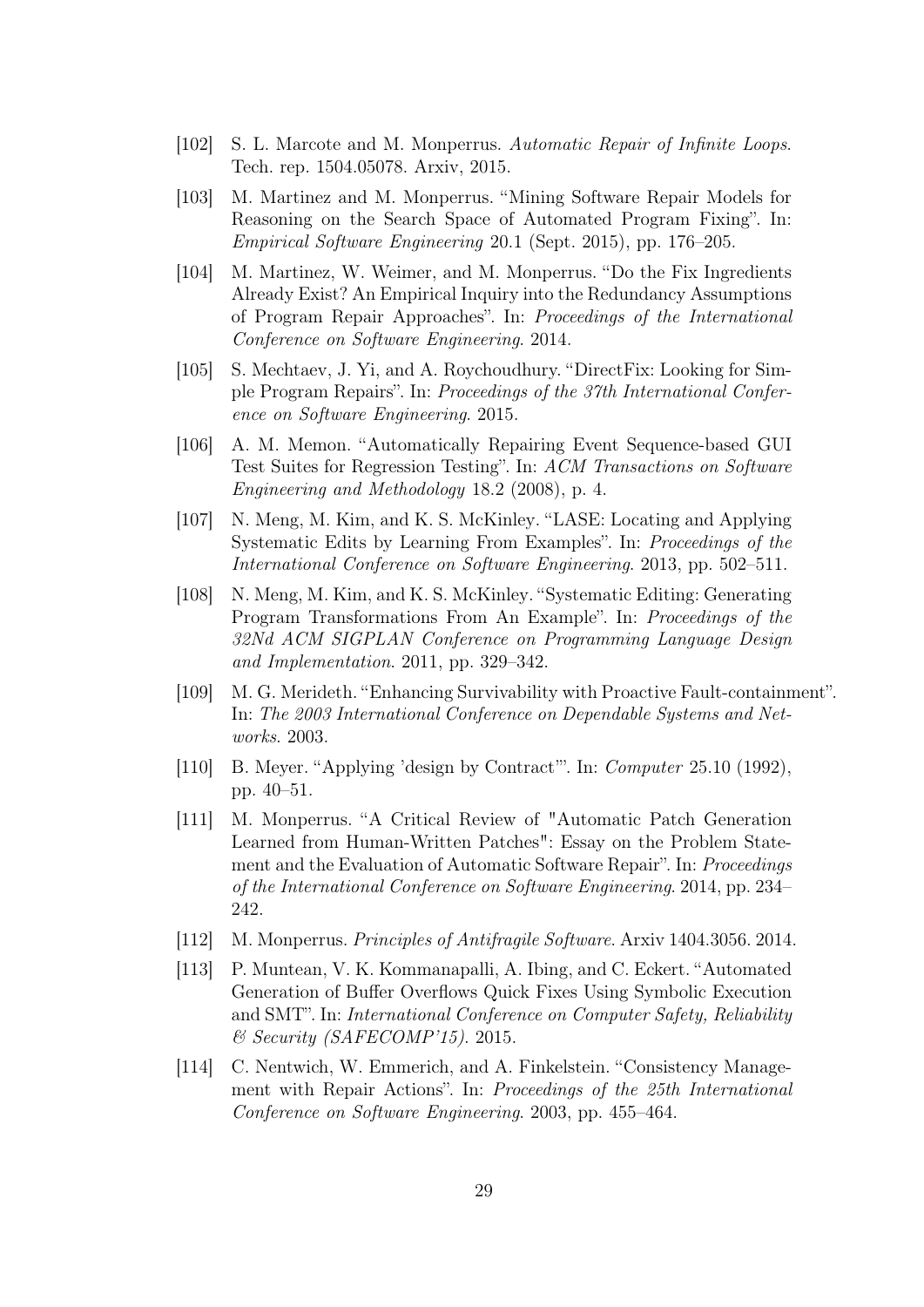[102] S. L. Marcote and M. Monperrus. *Automatic Repair of Infinite Loops*. Tech. rep. 1504.05078. Arxiv, 2015.

[103] M. Martinez and M. Monperrus. "Mining Software Repair Models for Reasoning on the Search Space of Automated Program Fixing". In: *Empirical Software Engineering* 20.1 (Sept. 2015), pp. 176–205.

[104] M. Martinez, W. Weimer, and M. Monperrus. "Do the Fix Ingredients Already Exist? An Empirical Inquiry into the Redundancy Assumptions of Program Repair Approaches". In: *Proceedings of the International Conference on Software Engineering*. 2014.

[105] S. Mechtaev, J. Yi, and A. Roychoudhury. "DirectFix: Looking for Simple Program Repairs". In: *Proceedings of the 37th International Conference on Software Engineering*. 2015.

[106] A. M. Memon. "Automatically Repairing Event Sequence-based GUI Test Suites for Regression Testing". In: *ACM Transactions on Software Engineering and Methodology* 18.2 (2008), p. 4.

[107] N. Meng, M. Kim, and K. S. McKinley. "LASE: Locating and Applying Systematic Edits by Learning From Examples". In: *Proceedings of the International Conference on Software Engineering*. 2013, pp. 502–511.

[108] N. Meng, M. Kim, and K. S. McKinley. "Systematic Editing: Generating Program Transformations From An Example". In: *Proceedings of the 32Nd ACM SIGPLAN Conference on Programming Language Design and Implementation*. 2011, pp. 329–342.

[109] M. G. Merideth. "Enhancing Survivability with Proactive Fault-containment". In: *The 2003 International Conference on Dependable Systems and Networks*. 2003.

[110] B. Meyer. "Applying 'design by Contract'". In: *Computer* 25.10 (1992), pp. 40–51.

[111] M. Monperrus. "A Critical Review of "Automatic Patch Generation Learned from Human-Written Patches": Essay on the Problem Statement and the Evaluation of Automatic Software Repair". In: *Proceedings of the International Conference on Software Engineering*. 2014, pp. 234–242.

[112] M. Monperrus. *Principles of Antifragile Software*. Arxiv 1404.3056. 2014.

[113] P. Muntean, V. K. Kommanapalli, A. Ibing, and C. Eckert. "Automated Generation of Buffer Overflows Quick Fixes Using Symbolic Execution and SMT". In: *International Conference on Computer Safety, Reliability & Security (SAFECOMP'15)*. 2015.

[114] C. Nentwich, W. Emmerich, and A. Finkelstein. "Consistency Management with Repair Actions". In: *Proceedings of the 25th International Conference on Software Engineering*. 2003, pp. 455–464.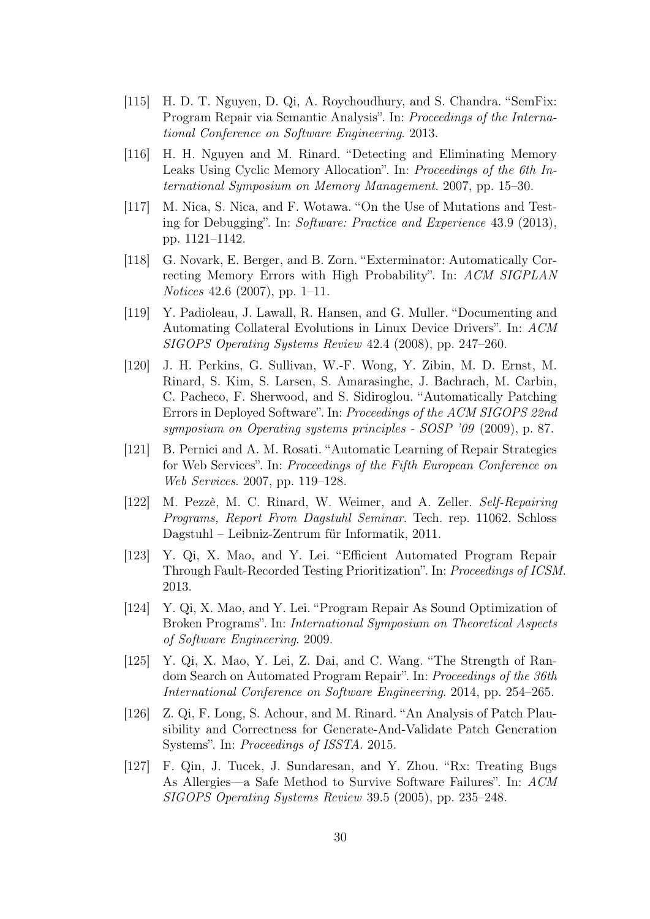[115] H. D. T. Nguyen, D. Qi, A. Roychoudhury, and S. Chandra. "SemFix: Program Repair via Semantic Analysis". In: *Proceedings of the International Conference on Software Engineering*. 2013.

[116] H. H. Nguyen and M. Rinard. "Detecting and Eliminating Memory Leaks Using Cyclic Memory Allocation". In: *Proceedings of the 6th International Symposium on Memory Management*. 2007, pp. 15–30.

[117] M. Nica, S. Nica, and F. Wotawa. "On the Use of Mutations and Testing for Debugging". In: *Software: Practice and Experience* 43.9 (2013), pp. 1121–1142.

[118] G. Novark, E. Berger, and B. Zorn. "Exterminator: Automatically Correcting Memory Errors with High Probability". In: *ACM SIGPLAN Notices* 42.6 (2007), pp. 1–11.

[119] Y. Padioleau, J. Lawall, R. Hansen, and G. Muller. "Documenting and Automating Collateral Evolutions in Linux Device Drivers". In: *ACM SIGOPS Operating Systems Review* 42.4 (2008), pp. 247–260.

[120] J. H. Perkins, G. Sullivan, W.-F. Wong, Y. Zibin, M. D. Ernst, M. Rinard, S. Kim, S. Larsen, S. Amarasinghe, J. Bachrach, M. Carbin, C. Pacheco, F. Sherwood, and S. Sidiroglou. "Automatically Patching Errors in Deployed Software". In: *Proceedings of the ACM SIGOPS 22nd symposium on Operating systems principles - SOSP '09* (2009), p. 87.

[121] B. Pernici and A. M. Rosati. "Automatic Learning of Repair Strategies for Web Services". In: *Proceedings of the Fifth European Conference on Web Services*. 2007, pp. 119–128.

[122] M. Pezzè, M. C. Rinard, W. Weimer, and A. Zeller. *Self-Repairing Programs, Report From Dagstuhl Seminar*. Tech. rep. 11062. Schloss Dagstuhl – Leibniz-Zentrum für Informatik, 2011.

[123] Y. Qi, X. Mao, and Y. Lei. "Efficient Automated Program Repair Through Fault-Recorded Testing Prioritization". In: *Proceedings of ICSM*. 2013.

[124] Y. Qi, X. Mao, and Y. Lei. "Program Repair As Sound Optimization of Broken Programs". In: *International Symposium on Theoretical Aspects of Software Engineering*. 2009.

[125] Y. Qi, X. Mao, Y. Lei, Z. Dai, and C. Wang. "The Strength of Random Search on Automated Program Repair". In: *Proceedings of the 36th International Conference on Software Engineering*. 2014, pp. 254–265.

[126] Z. Qi, F. Long, S. Achour, and M. Rinard. "An Analysis of Patch Plausibility and Correctness for Generate-And-Validate Patch Generation Systems". In: *Proceedings of ISSTA*. 2015.

[127] F. Qin, J. Tucek, J. Sundaresan, and Y. Zhou. "Rx: Treating Bugs As Allergies—a Safe Method to Survive Software Failures". In: *ACM SIGOPS Operating Systems Review* 39.5 (2005), pp. 235–248.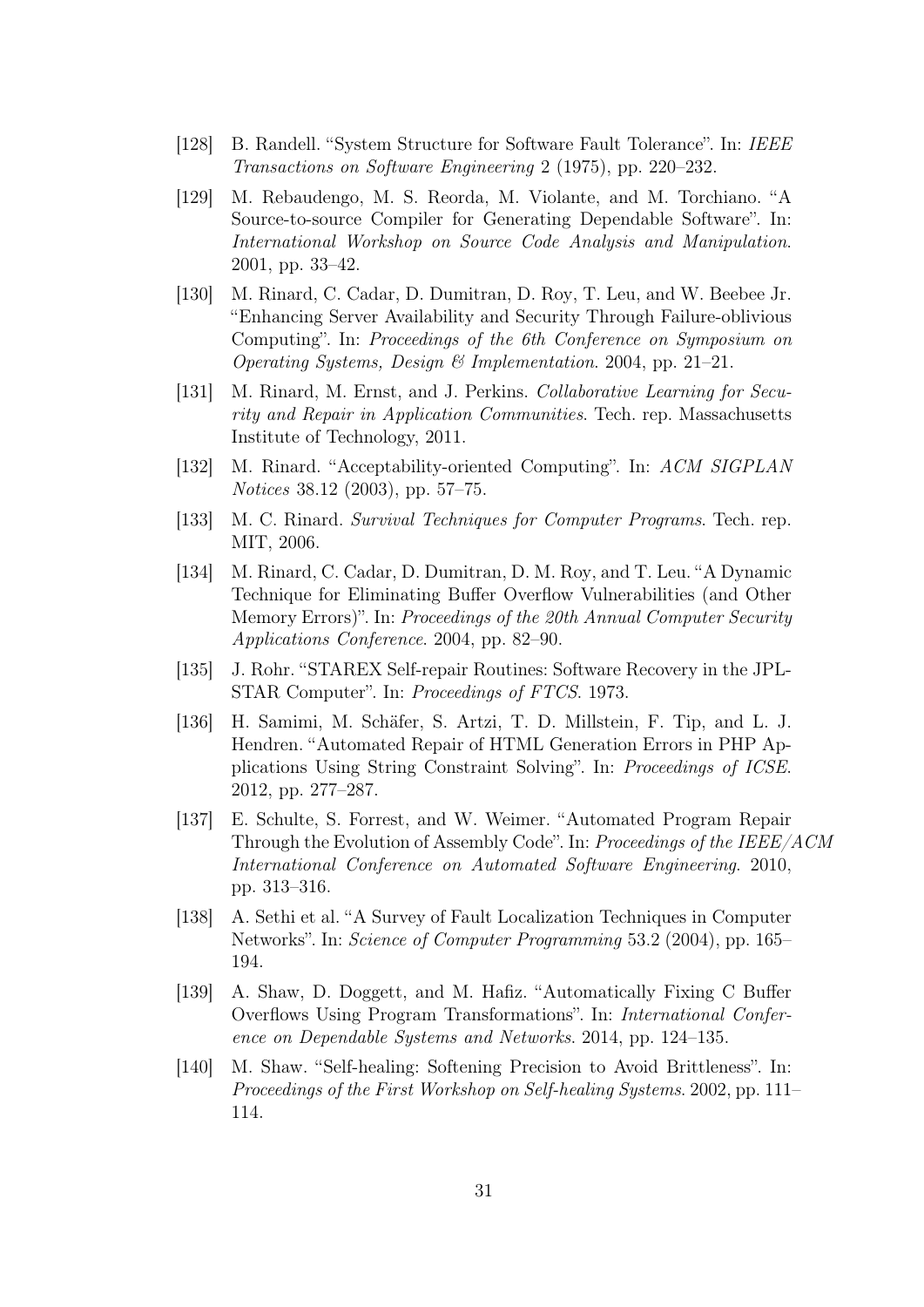- [128] B. Randell. "System Structure for Software Fault Tolerance". In: *IEEE Transactions on Software Engineering* 2 (1975), pp. 220–232.
- [129] M. Rebaudengo, M. S. Reorda, M. Violante, and M. Torchiano. "A Source-to-source Compiler for Generating Dependable Software". In: *International Workshop on Source Code Analysis and Manipulation*. 2001, pp. 33–42.
- [130] M. Rinard, C. Cadar, D. Dumitran, D. Roy, T. Leu, and W. Beebee Jr. "Enhancing Server Availability and Security Through Failure-oblivious Computing". In: *Proceedings of the 6th Conference on Symposium on Operating Systems, Design & Implementation*. 2004, pp. 21–21.
- [131] M. Rinard, M. Ernst, and J. Perkins. *Collaborative Learning for Security and Repair in Application Communities*. Tech. rep. Massachusetts Institute of Technology, 2011.
- [132] M. Rinard. "Acceptability-oriented Computing". In: *ACM SIGPLAN Notices* 38.12 (2003), pp. 57–75.
- [133] M. C. Rinard. *Survival Techniques for Computer Programs*. Tech. rep. MIT, 2006.
- [134] M. Rinard, C. Cadar, D. Dumitran, D. M. Roy, and T. Leu. "A Dynamic Technique for Eliminating Buffer Overflow Vulnerabilities (and Other Memory Errors)". In: *Proceedings of the 20th Annual Computer Security Applications Conference*. 2004, pp. 82–90.
- [135] J. Rohr. "STAREX Self-repair Routines: Software Recovery in the JPL-STAR Computer". In: *Proceedings of FTCS*. 1973.
- [136] H. Samimi, M. Schäfer, S. Artzi, T. D. Millstein, F. Tip, and L. J. Hendren. "Automated Repair of HTML Generation Errors in PHP Applications Using String Constraint Solving". In: *Proceedings of ICSE*. 2012, pp. 277–287.
- [137] E. Schulte, S. Forrest, and W. Weimer. "Automated Program Repair Through the Evolution of Assembly Code". In: *Proceedings of the IEEE/ACM International Conference on Automated Software Engineering*. 2010, pp. 313–316.
- [138] A. Sethi et al. "A Survey of Fault Localization Techniques in Computer Networks". In: *Science of Computer Programming* 53.2 (2004), pp. 165–194.
- [139] A. Shaw, D. Doggett, and M. Hafiz. "Automatically Fixing C Buffer Overflows Using Program Transformations". In: *International Conference on Dependable Systems and Networks*. 2014, pp. 124–135.
- [140] M. Shaw. "Self-healing: Softening Precision to Avoid Brittleness". In: *Proceedings of the First Workshop on Self-healing Systems*. 2002, pp. 111–114.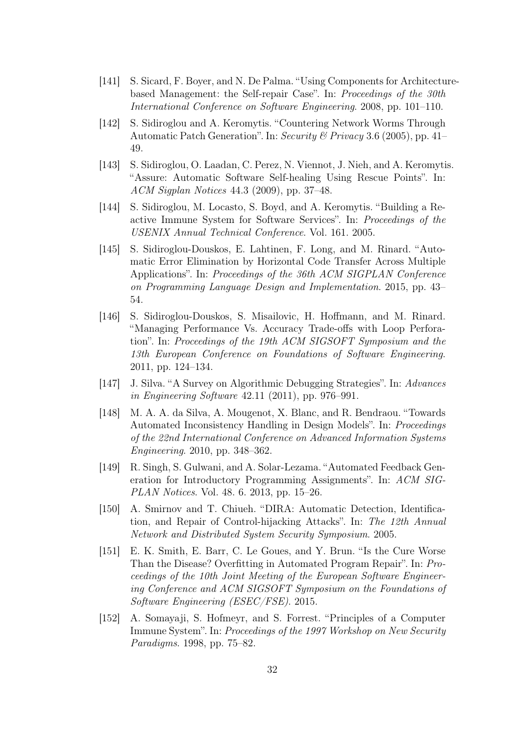[141] S. Sicard, F. Boyer, and N. De Palma. "Using Components for Architecture-based Management: the Self-repair Case". In: *Proceedings of the 30th International Conference on Software Engineering*. 2008, pp. 101–110.

[142] S. Sidiroglou and A. Keromytis. "Countering Network Worms Through Automatic Patch Generation". In: *Security & Privacy* 3.6 (2005), pp. 41–49.

[143] S. Sidiroglou, O. Laadan, C. Perez, N. Viennot, J. Nieh, and A. Keromytis. "Assure: Automatic Software Self-healing Using Rescue Points". In: *ACM Sigplan Notices* 44.3 (2009), pp. 37–48.

[144] S. Sidiroglou, M. Locasto, S. Boyd, and A. Keromytis. "Building a Reactive Immune System for Software Services". In: *Proceedings of the USENIX Annual Technical Conference*. Vol. 161. 2005.

[145] S. Sidiroglou-Douskos, E. Lahtinen, F. Long, and M. Rinard. "Automatic Error Elimination by Horizontal Code Transfer Across Multiple Applications". In: *Proceedings of the 36th ACM SIGPLAN Conference on Programming Language Design and Implementation*. 2015, pp. 43–54.

[146] S. Sidiroglou-Douskos, S. Misailovic, H. Hoffmann, and M. Rinard. "Managing Performance Vs. Accuracy Trade-offs with Loop Perforation". In: *Proceedings of the 19th ACM SIGSOFT Symposium and the 13th European Conference on Foundations of Software Engineering*. 2011, pp. 124–134.

[147] J. Silva. "A Survey on Algorithmic Debugging Strategies". In: *Advances in Engineering Software* 42.11 (2011), pp. 976–991.

[148] M. A. A. da Silva, A. Mougenot, X. Blanc, and R. Bendraou. "Towards Automated Inconsistency Handling in Design Models". In: *Proceedings of the 22nd International Conference on Advanced Information Systems Engineering*. 2010, pp. 348–362.

[149] R. Singh, S. Gulwani, and A. Solar-Lezama. "Automated Feedback Generation for Introductory Programming Assignments". In: *ACM SIGPLAN Notices*. Vol. 48. 6. 2013, pp. 15–26.

[150] A. Smirnov and T. Chiueh. "DIRA: Automatic Detection, Identification, and Repair of Control-hijacking Attacks". In: *The 12th Annual Network and Distributed System Security Symposium*. 2005.

[151] E. K. Smith, E. Barr, C. Le Goues, and Y. Brun. "Is the Cure Worse Than the Disease? Overfitting in Automated Program Repair". In: *Proceedings of the 10th Joint Meeting of the European Software Engineering Conference and ACM SIGSOFT Symposium on the Foundations of Software Engineering (ESEC/FSE)*. 2015.

[152] A. Somayaji, S. Hofmeyr, and S. Forrest. "Principles of a Computer Immune System". In: *Proceedings of the 1997 Workshop on New Security Paradigms*. 1998, pp. 75–82.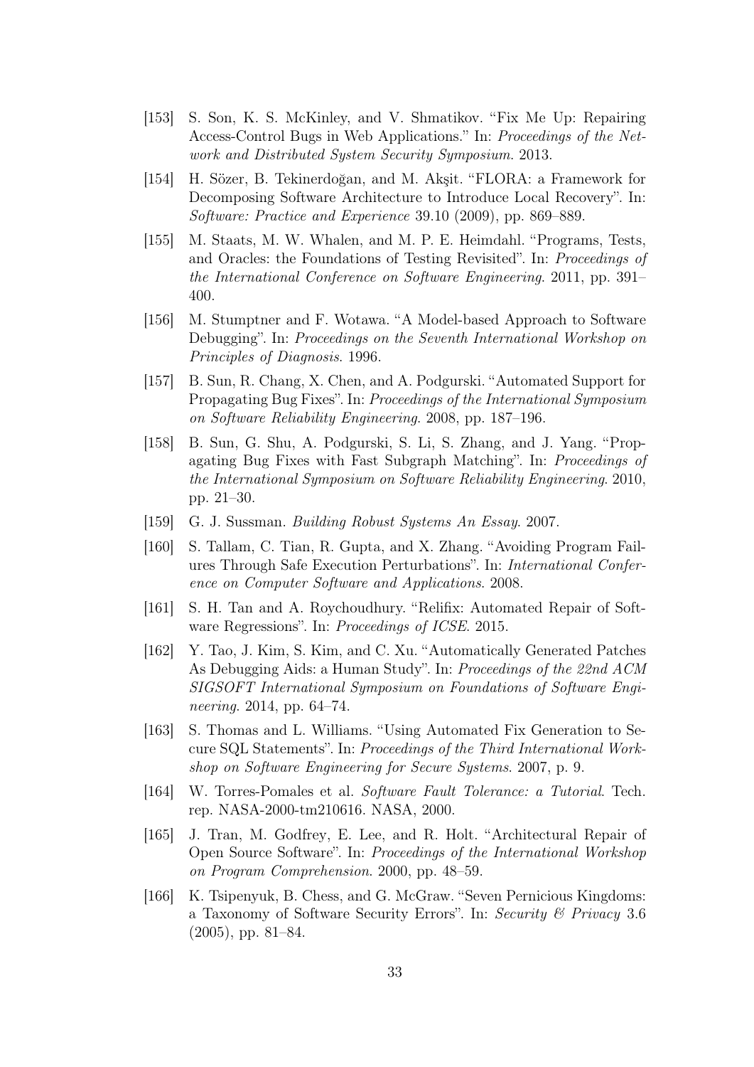- [153] S. Son, K. S. McKinley, and V. Shmatikov. "Fix Me Up: Repairing Access-Control Bugs in Web Applications." In: *Proceedings of the Network and Distributed System Security Symposium*. 2013.
- [154] H. Sözer, B. Tekinerdoğan, and M. Akşit. "FLORA: a Framework for Decomposing Software Architecture to Introduce Local Recovery". In: *Software: Practice and Experience* 39.10 (2009), pp. 869–889.
- [155] M. Staats, M. W. Whalen, and M. P. E. Heimdahl. "Programs, Tests, and Oracles: the Foundations of Testing Revisited". In: *Proceedings of the International Conference on Software Engineering*. 2011, pp. 391–400.
- [156] M. Stumptner and F. Wotawa. "A Model-based Approach to Software Debugging". In: *Proceedings on the Seventh International Workshop on Principles of Diagnosis*. 1996.
- [157] B. Sun, R. Chang, X. Chen, and A. Podgurski. "Automated Support for Propagating Bug Fixes". In: *Proceedings of the International Symposium on Software Reliability Engineering*. 2008, pp. 187–196.
- [158] B. Sun, G. Shu, A. Podgurski, S. Li, S. Zhang, and J. Yang. "Propagating Bug Fixes with Fast Subgraph Matching". In: *Proceedings of the International Symposium on Software Reliability Engineering*. 2010, pp. 21–30.
- [159] G. J. Sussman. *Building Robust Systems An Essay*. 2007.
- [160] S. Tallam, C. Tian, R. Gupta, and X. Zhang. "Avoiding Program Failures Through Safe Execution Perturbations". In: *International Conference on Computer Software and Applications*. 2008.
- [161] S. H. Tan and A. Roychoudhury. "Relifix: Automated Repair of Software Regressions". In: *Proceedings of ICSE*. 2015.
- [162] Y. Tao, J. Kim, S. Kim, and C. Xu. "Automatically Generated Patches As Debugging Aids: a Human Study". In: *Proceedings of the 22nd ACM SIGSOFT International Symposium on Foundations of Software Engineering*. 2014, pp. 64–74.
- [163] S. Thomas and L. Williams. "Using Automated Fix Generation to Secure SQL Statements". In: *Proceedings of the Third International Workshop on Software Engineering for Secure Systems*. 2007, p. 9.
- [164] W. Torres-Pomales et al. *Software Fault Tolerance: a Tutorial*. Tech. rep. NASA-2000-tm210616. NASA, 2000.
- [165] J. Tran, M. Godfrey, E. Lee, and R. Holt. "Architectural Repair of Open Source Software". In: *Proceedings of the International Workshop on Program Comprehension*. 2000, pp. 48–59.
- [166] K. Tsipenyuk, B. Chess, and G. McGraw. "Seven Pernicious Kingdoms: a Taxonomy of Software Security Errors". In: *Security & Privacy* 3.6 (2005), pp. 81–84.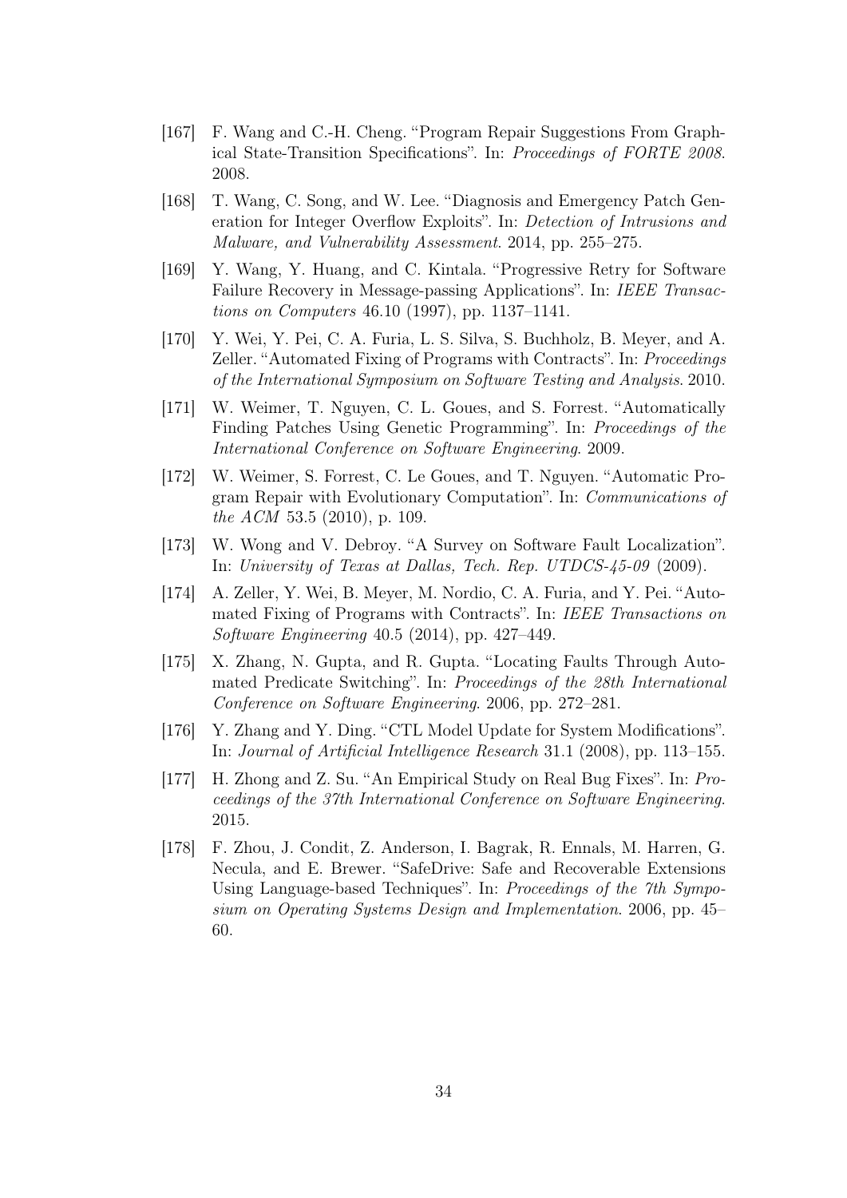[167] F. Wang and C.-H. Cheng. "Program Repair Suggestions From Graphical State-Transition Specifications". In: *Proceedings of FORTE 2008*. 2008.

[168] T. Wang, C. Song, and W. Lee. "Diagnosis and Emergency Patch Generation for Integer Overflow Exploits". In: *Detection of Intrusions and Malware, and Vulnerability Assessment*. 2014, pp. 255–275.

[169] Y. Wang, Y. Huang, and C. Kintala. "Progressive Retry for Software Failure Recovery in Message-passing Applications". In: *IEEE Transactions on Computers* 46.10 (1997), pp. 1137–1141.

[170] Y. Wei, Y. Pei, C. A. Furia, L. S. Silva, S. Buchholz, B. Meyer, and A. Zeller. "Automated Fixing of Programs with Contracts". In: *Proceedings of the International Symposium on Software Testing and Analysis*. 2010.

[171] W. Weimer, T. Nguyen, C. L. Goues, and S. Forrest. "Automatically Finding Patches Using Genetic Programming". In: *Proceedings of the International Conference on Software Engineering*. 2009.

[172] W. Weimer, S. Forrest, C. Le Goues, and T. Nguyen. "Automatic Program Repair with Evolutionary Computation". In: *Communications of the ACM* 53.5 (2010), p. 109.

[173] W. Wong and V. Debroy. "A Survey on Software Fault Localization". In: *University of Texas at Dallas, Tech. Rep. UTDCS-45-09* (2009).

[174] A. Zeller, Y. Wei, B. Meyer, M. Nordio, C. A. Furia, and Y. Pei. "Automated Fixing of Programs with Contracts". In: *IEEE Transactions on Software Engineering* 40.5 (2014), pp. 427–449.

[175] X. Zhang, N. Gupta, and R. Gupta. "Locating Faults Through Automated Predicate Switching". In: *Proceedings of the 28th International Conference on Software Engineering*. 2006, pp. 272–281.

[176] Y. Zhang and Y. Ding. "CTL Model Update for System Modifications". In: *Journal of Artificial Intelligence Research* 31.1 (2008), pp. 113–155.

[177] H. Zhong and Z. Su. "An Empirical Study on Real Bug Fixes". In: *Proceedings of the 37th International Conference on Software Engineering*. 2015.

[178] F. Zhou, J. Condit, Z. Anderson, I. Bagrak, R. Ennals, M. Harren, G. Necula, and E. Brewer. "SafeDrive: Safe and Recoverable Extensions Using Language-based Techniques". In: *Proceedings of the 7th Symposium on Operating Systems Design and Implementation*. 2006, pp. 45–60.